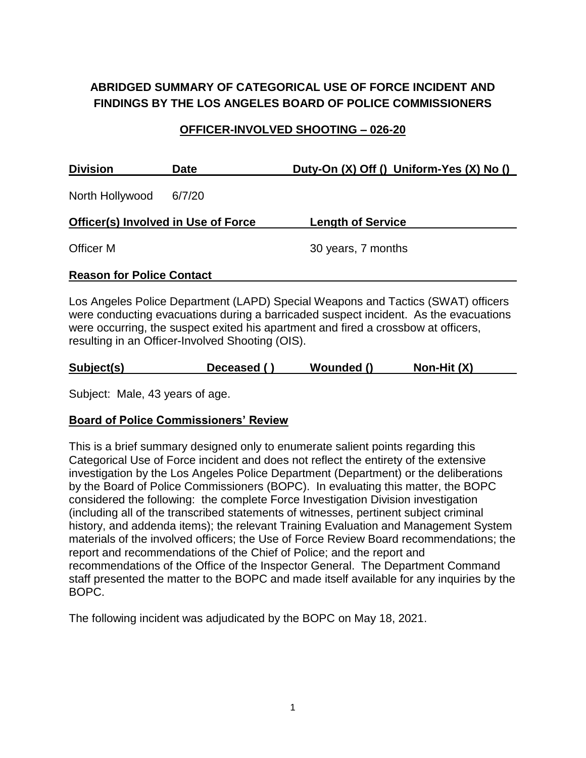# ABRIDGED SUMMARY OF CATEGORICAL USE OF FORCE INCIDENT AND FINDINGS BY THE LOS ANGELES BOARD OF POLICE COMMISSIONERS

## OFFICER-INVOLVED SHOOTING – 026-20

| Division | Date | Duty-On (X) Off () Uniform-Yes (X) No () |
|---|---|---|
| North Hollywood | 6/7/20 | |

| Officer(s) Involved in Use of Force | Length of Service |
|---|---|
| Officer M | 30 years, 7 months |

**Reason for Police Contact**

Los Angeles Police Department (LAPD) Special Weapons and Tactics (SWAT) officers were conducting evacuations during a barricaded suspect incident. As the evacuations were occurring, the suspect exited his apartment and fired a crossbow at officers, resulting in an Officer-Involved Shooting (OIS).

| Subject(s) | Deceased ( ) | Wounded () | Non-Hit (X) |
|---|---|---|---|

Subject: Male, 43 years of age.

**Board of Police Commissioners' Review**

This is a brief summary designed only to enumerate salient points regarding this Categorical Use of Force incident and does not reflect the entirety of the extensive investigation by the Los Angeles Police Department (Department) or the deliberations by the Board of Police Commissioners (BOPC). In evaluating this matter, the BOPC considered the following: the complete Force Investigation Division investigation (including all of the transcribed statements of witnesses, pertinent subject criminal history, and addenda items); the relevant Training Evaluation and Management System materials of the involved officers; the Use of Force Review Board recommendations; the report and recommendations of the Chief of Police; and the report and recommendations of the Office of the Inspector General. The Department Command staff presented the matter to the BOPC and made itself available for any inquiries by the BOPC.

The following incident was adjudicated by the BOPC on May 18, 2021.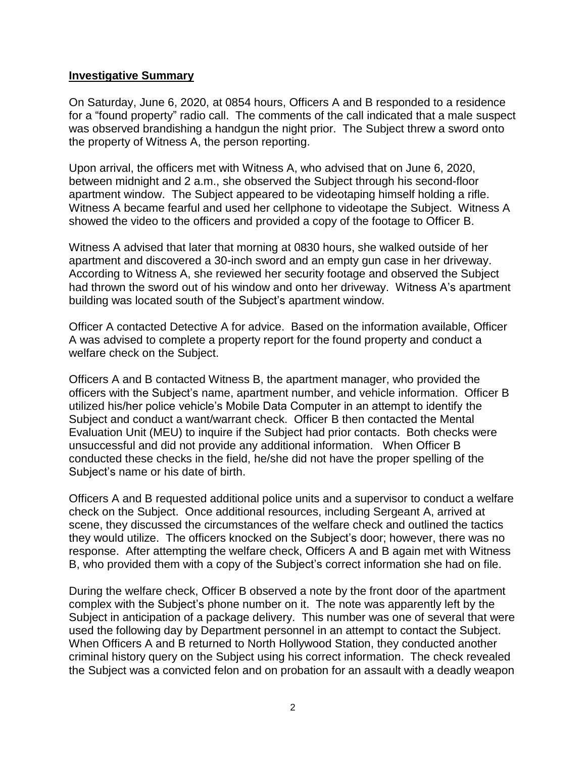## **Investigative Summary**

On Saturday, June 6, 2020, at 0854 hours, Officers A and B responded to a residence for a "found property" radio call. The comments of the call indicated that a male suspect was observed brandishing a handgun the night prior. The Subject threw a sword onto the property of Witness A, the person reporting.

Upon arrival, the officers met with Witness A, who advised that on June 6, 2020, between midnight and 2 a.m., she observed the Subject through his second-floor apartment window. The Subject appeared to be videotaping himself holding a rifle. Witness A became fearful and used her cellphone to videotape the Subject. Witness A showed the video to the officers and provided a copy of the footage to Officer B.

Witness A advised that later that morning at 0830 hours, she walked outside of her apartment and discovered a 30-inch sword and an empty gun case in her driveway. According to Witness A, she reviewed her security footage and observed the Subject had thrown the sword out of his window and onto her driveway. Witness A's apartment building was located south of the Subject's apartment window.

Officer A contacted Detective A for advice. Based on the information available, Officer A was advised to complete a property report for the found property and conduct a welfare check on the Subject.

Officers A and B contacted Witness B, the apartment manager, who provided the officers with the Subject's name, apartment number, and vehicle information. Officer B utilized his/her police vehicle's Mobile Data Computer in an attempt to identify the Subject and conduct a want/warrant check. Officer B then contacted the Mental Evaluation Unit (MEU) to inquire if the Subject had prior contacts. Both checks were unsuccessful and did not provide any additional information. When Officer B conducted these checks in the field, he/she did not have the proper spelling of the Subject's name or his date of birth.

Officers A and B requested additional police units and a supervisor to conduct a welfare check on the Subject. Once additional resources, including Sergeant A, arrived at scene, they discussed the circumstances of the welfare check and outlined the tactics they would utilize. The officers knocked on the Subject's door; however, there was no response. After attempting the welfare check, Officers A and B again met with Witness B, who provided them with a copy of the Subject's correct information she had on file.

During the welfare check, Officer B observed a note by the front door of the apartment complex with the Subject's phone number on it. The note was apparently left by the Subject in anticipation of a package delivery. This number was one of several that were used the following day by Department personnel in an attempt to contact the Subject. When Officers A and B returned to North Hollywood Station, they conducted another criminal history query on the Subject using his correct information. The check revealed the Subject was a convicted felon and on probation for an assault with a deadly weapon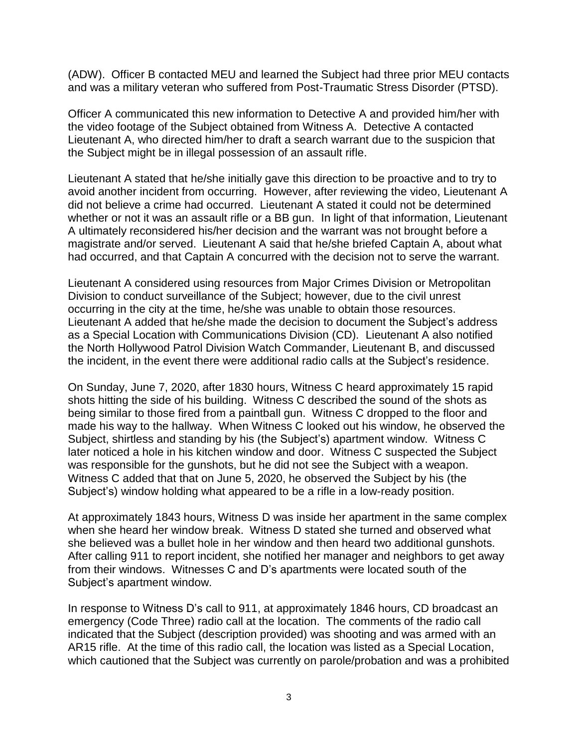(ADW). Officer B contacted MEU and learned the Subject had three prior MEU contacts and was a military veteran who suffered from Post-Traumatic Stress Disorder (PTSD).

Officer A communicated this new information to Detective A and provided him/her with the video footage of the Subject obtained from Witness A. Detective A contacted Lieutenant A, who directed him/her to draft a search warrant due to the suspicion that the Subject might be in illegal possession of an assault rifle.

Lieutenant A stated that he/she initially gave this direction to be proactive and to try to avoid another incident from occurring. However, after reviewing the video, Lieutenant A did not believe a crime had occurred. Lieutenant A stated it could not be determined whether or not it was an assault rifle or a BB gun. In light of that information, Lieutenant A ultimately reconsidered his/her decision and the warrant was not brought before a magistrate and/or served. Lieutenant A said that he/she briefed Captain A, about what had occurred, and that Captain A concurred with the decision not to serve the warrant.

Lieutenant A considered using resources from Major Crimes Division or Metropolitan Division to conduct surveillance of the Subject; however, due to the civil unrest occurring in the city at the time, he/she was unable to obtain those resources. Lieutenant A added that he/she made the decision to document the Subject's address as a Special Location with Communications Division (CD). Lieutenant A also notified the North Hollywood Patrol Division Watch Commander, Lieutenant B, and discussed the incident, in the event there were additional radio calls at the Subject's residence.

On Sunday, June 7, 2020, after 1830 hours, Witness C heard approximately 15 rapid shots hitting the side of his building. Witness C described the sound of the shots as being similar to those fired from a paintball gun. Witness C dropped to the floor and made his way to the hallway. When Witness C looked out his window, he observed the Subject, shirtless and standing by his (the Subject's) apartment window. Witness C later noticed a hole in his kitchen window and door. Witness C suspected the Subject was responsible for the gunshots, but he did not see the Subject with a weapon. Witness C added that that on June 5, 2020, he observed the Subject by his (the Subject's) window holding what appeared to be a rifle in a low-ready position.

At approximately 1843 hours, Witness D was inside her apartment in the same complex when she heard her window break. Witness D stated she turned and observed what she believed was a bullet hole in her window and then heard two additional gunshots. After calling 911 to report incident, she notified her manager and neighbors to get away from their windows. Witnesses C and D's apartments were located south of the Subject's apartment window.

In response to Witness D's call to 911, at approximately 1846 hours, CD broadcast an emergency (Code Three) radio call at the location. The comments of the radio call indicated that the Subject (description provided) was shooting and was armed with an AR15 rifle. At the time of this radio call, the location was listed as a Special Location, which cautioned that the Subject was currently on parole/probation and was a prohibited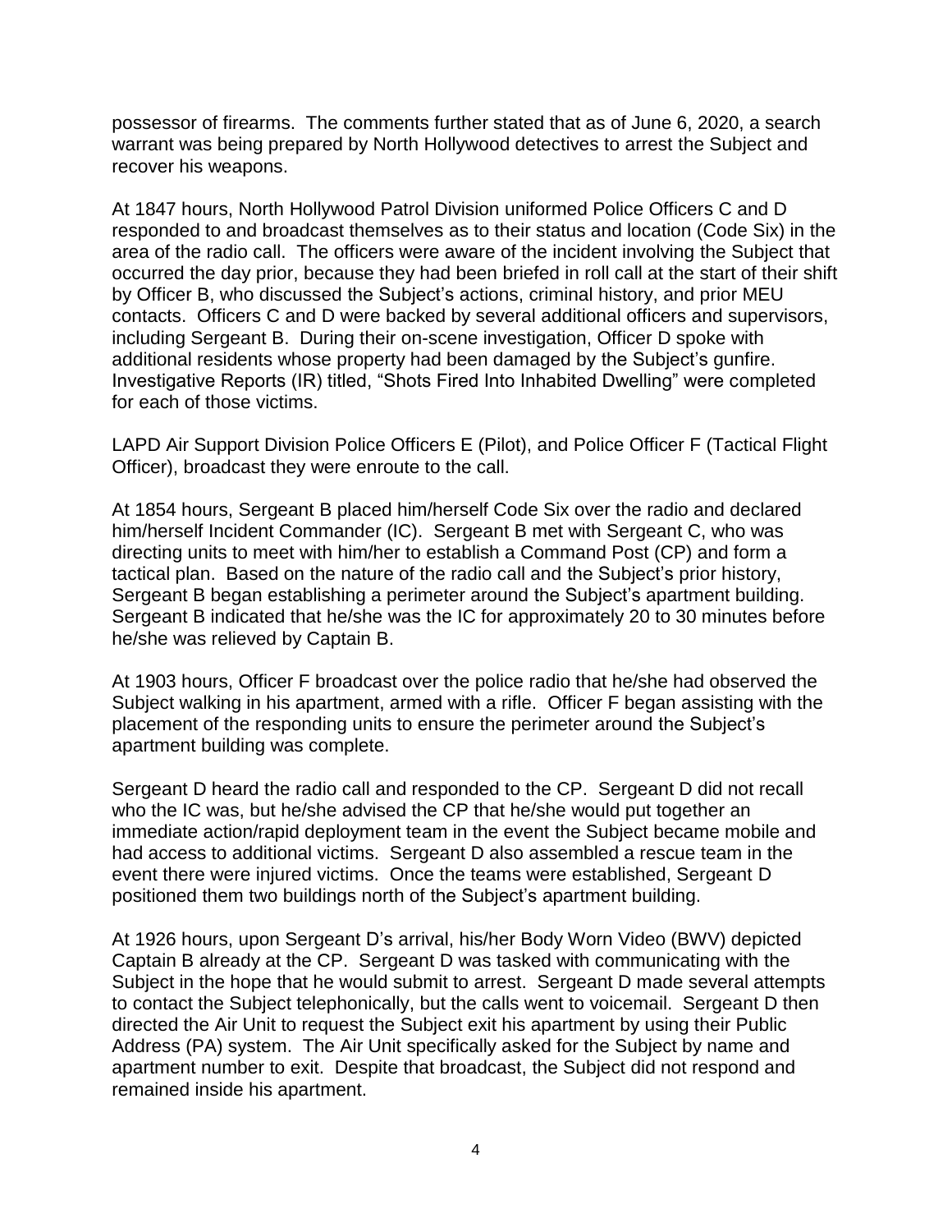possessor of firearms. The comments further stated that as of June 6, 2020, a search warrant was being prepared by North Hollywood detectives to arrest the Subject and recover his weapons.

At 1847 hours, North Hollywood Patrol Division uniformed Police Officers C and D responded to and broadcast themselves as to their status and location (Code Six) in the area of the radio call. The officers were aware of the incident involving the Subject that occurred the day prior, because they had been briefed in roll call at the start of their shift by Officer B, who discussed the Subject's actions, criminal history, and prior MEU contacts. Officers C and D were backed by several additional officers and supervisors, including Sergeant B. During their on-scene investigation, Officer D spoke with additional residents whose property had been damaged by the Subject's gunfire. Investigative Reports (IR) titled, "Shots Fired Into Inhabited Dwelling" were completed for each of those victims.

LAPD Air Support Division Police Officers E (Pilot), and Police Officer F (Tactical Flight Officer), broadcast they were enroute to the call.

At 1854 hours, Sergeant B placed him/herself Code Six over the radio and declared him/herself Incident Commander (IC). Sergeant B met with Sergeant C, who was directing units to meet with him/her to establish a Command Post (CP) and form a tactical plan. Based on the nature of the radio call and the Subject's prior history, Sergeant B began establishing a perimeter around the Subject's apartment building. Sergeant B indicated that he/she was the IC for approximately 20 to 30 minutes before he/she was relieved by Captain B.

At 1903 hours, Officer F broadcast over the police radio that he/she had observed the Subject walking in his apartment, armed with a rifle. Officer F began assisting with the placement of the responding units to ensure the perimeter around the Subject's apartment building was complete.

Sergeant D heard the radio call and responded to the CP. Sergeant D did not recall who the IC was, but he/she advised the CP that he/she would put together an immediate action/rapid deployment team in the event the Subject became mobile and had access to additional victims. Sergeant D also assembled a rescue team in the event there were injured victims. Once the teams were established, Sergeant D positioned them two buildings north of the Subject's apartment building.

At 1926 hours, upon Sergeant D's arrival, his/her Body Worn Video (BWV) depicted Captain B already at the CP. Sergeant D was tasked with communicating with the Subject in the hope that he would submit to arrest. Sergeant D made several attempts to contact the Subject telephonically, but the calls went to voicemail. Sergeant D then directed the Air Unit to request the Subject exit his apartment by using their Public Address (PA) system. The Air Unit specifically asked for the Subject by name and apartment number to exit. Despite that broadcast, the Subject did not respond and remained inside his apartment.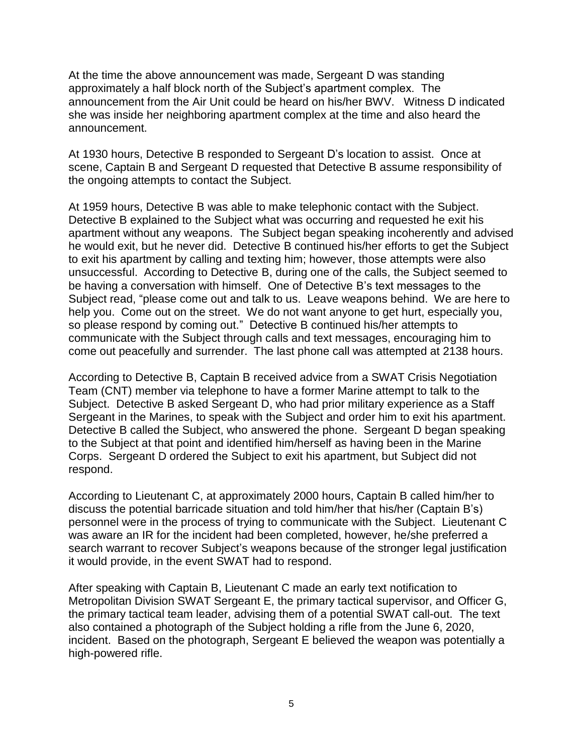At the time the above announcement was made, Sergeant D was standing approximately a half block north of the Subject's apartment complex. The announcement from the Air Unit could be heard on his/her BWV. Witness D indicated she was inside her neighboring apartment complex at the time and also heard the announcement.

At 1930 hours, Detective B responded to Sergeant D's location to assist. Once at scene, Captain B and Sergeant D requested that Detective B assume responsibility of the ongoing attempts to contact the Subject.

At 1959 hours, Detective B was able to make telephonic contact with the Subject. Detective B explained to the Subject what was occurring and requested he exit his apartment without any weapons. The Subject began speaking incoherently and advised he would exit, but he never did. Detective B continued his/her efforts to get the Subject to exit his apartment by calling and texting him; however, those attempts were also unsuccessful. According to Detective B, during one of the calls, the Subject seemed to be having a conversation with himself. One of Detective B's text messages to the Subject read, "please come out and talk to us. Leave weapons behind. We are here to help you. Come out on the street. We do not want anyone to get hurt, especially you, so please respond by coming out." Detective B continued his/her attempts to communicate with the Subject through calls and text messages, encouraging him to come out peacefully and surrender. The last phone call was attempted at 2138 hours.

According to Detective B, Captain B received advice from a SWAT Crisis Negotiation Team (CNT) member via telephone to have a former Marine attempt to talk to the Subject. Detective B asked Sergeant D, who had prior military experience as a Staff Sergeant in the Marines, to speak with the Subject and order him to exit his apartment. Detective B called the Subject, who answered the phone. Sergeant D began speaking to the Subject at that point and identified him/herself as having been in the Marine Corps. Sergeant D ordered the Subject to exit his apartment, but Subject did not respond.

According to Lieutenant C, at approximately 2000 hours, Captain B called him/her to discuss the potential barricade situation and told him/her that his/her (Captain B's) personnel were in the process of trying to communicate with the Subject. Lieutenant C was aware an IR for the incident had been completed, however, he/she preferred a search warrant to recover Subject's weapons because of the stronger legal justification it would provide, in the event SWAT had to respond.

After speaking with Captain B, Lieutenant C made an early text notification to Metropolitan Division SWAT Sergeant E, the primary tactical supervisor, and Officer G, the primary tactical team leader, advising them of a potential SWAT call-out. The text also contained a photograph of the Subject holding a rifle from the June 6, 2020, incident. Based on the photograph, Sergeant E believed the weapon was potentially a high-powered rifle.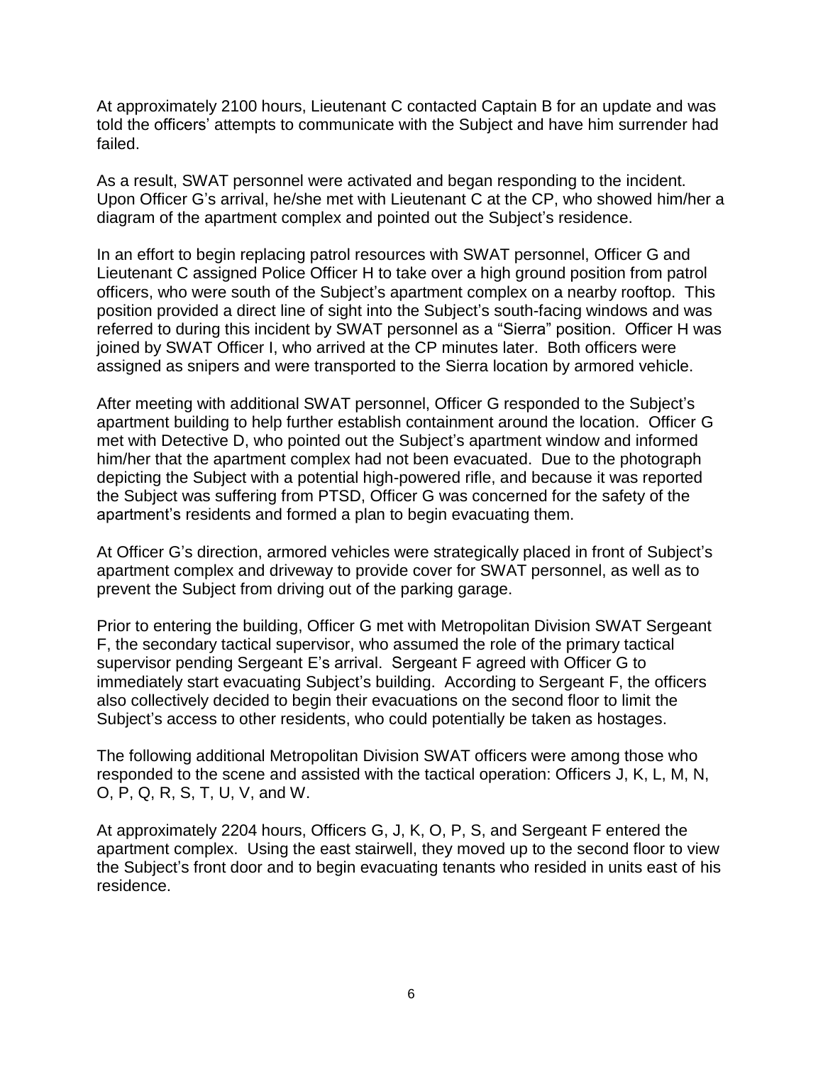At approximately 2100 hours, Lieutenant C contacted Captain B for an update and was told the officers' attempts to communicate with the Subject and have him surrender had failed.

As a result, SWAT personnel were activated and began responding to the incident. Upon Officer G's arrival, he/she met with Lieutenant C at the CP, who showed him/her a diagram of the apartment complex and pointed out the Subject's residence.

In an effort to begin replacing patrol resources with SWAT personnel, Officer G and Lieutenant C assigned Police Officer H to take over a high ground position from patrol officers, who were south of the Subject's apartment complex on a nearby rooftop. This position provided a direct line of sight into the Subject's south-facing windows and was referred to during this incident by SWAT personnel as a "Sierra" position. Officer H was joined by SWAT Officer I, who arrived at the CP minutes later. Both officers were assigned as snipers and were transported to the Sierra location by armored vehicle.

After meeting with additional SWAT personnel, Officer G responded to the Subject's apartment building to help further establish containment around the location. Officer G met with Detective D, who pointed out the Subject's apartment window and informed him/her that the apartment complex had not been evacuated. Due to the photograph depicting the Subject with a potential high-powered rifle, and because it was reported the Subject was suffering from PTSD, Officer G was concerned for the safety of the apartment's residents and formed a plan to begin evacuating them.

At Officer G's direction, armored vehicles were strategically placed in front of Subject's apartment complex and driveway to provide cover for SWAT personnel, as well as to prevent the Subject from driving out of the parking garage.

Prior to entering the building, Officer G met with Metropolitan Division SWAT Sergeant F, the secondary tactical supervisor, who assumed the role of the primary tactical supervisor pending Sergeant E's arrival. Sergeant F agreed with Officer G to immediately start evacuating Subject's building. According to Sergeant F, the officers also collectively decided to begin their evacuations on the second floor to limit the Subject's access to other residents, who could potentially be taken as hostages.

The following additional Metropolitan Division SWAT officers were among those who responded to the scene and assisted with the tactical operation: Officers J, K, L, M, N, O, P, Q, R, S, T, U, V, and W.

At approximately 2204 hours, Officers G, J, K, O, P, S, and Sergeant F entered the apartment complex. Using the east stairwell, they moved up to the second floor to view the Subject's front door and to begin evacuating tenants who resided in units east of his residence.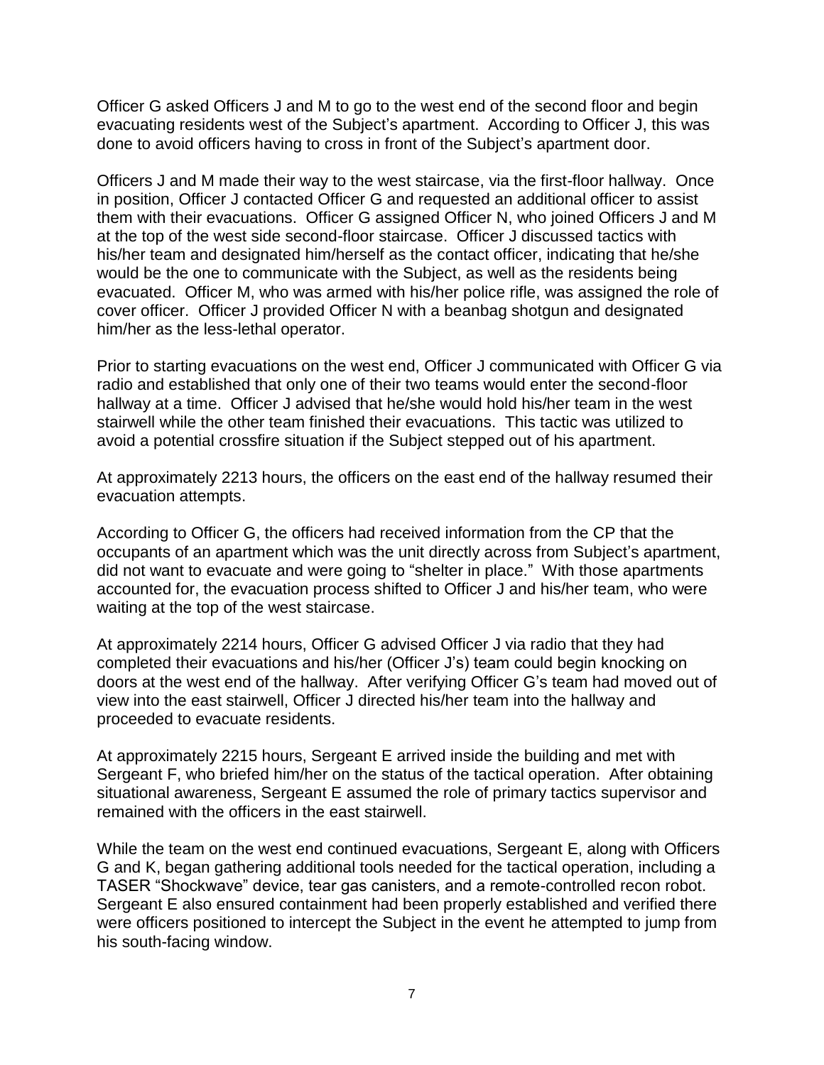Officer G asked Officers J and M to go to the west end of the second floor and begin evacuating residents west of the Subject's apartment. According to Officer J, this was done to avoid officers having to cross in front of the Subject's apartment door.

Officers J and M made their way to the west staircase, via the first-floor hallway. Once in position, Officer J contacted Officer G and requested an additional officer to assist them with their evacuations. Officer G assigned Officer N, who joined Officers J and M at the top of the west side second-floor staircase. Officer J discussed tactics with his/her team and designated him/herself as the contact officer, indicating that he/she would be the one to communicate with the Subject, as well as the residents being evacuated. Officer M, who was armed with his/her police rifle, was assigned the role of cover officer. Officer J provided Officer N with a beanbag shotgun and designated him/her as the less-lethal operator.

Prior to starting evacuations on the west end, Officer J communicated with Officer G via radio and established that only one of their two teams would enter the second-floor hallway at a time. Officer J advised that he/she would hold his/her team in the west stairwell while the other team finished their evacuations. This tactic was utilized to avoid a potential crossfire situation if the Subject stepped out of his apartment.

At approximately 2213 hours, the officers on the east end of the hallway resumed their evacuation attempts.

According to Officer G, the officers had received information from the CP that the occupants of an apartment which was the unit directly across from Subject's apartment, did not want to evacuate and were going to "shelter in place." With those apartments accounted for, the evacuation process shifted to Officer J and his/her team, who were waiting at the top of the west staircase.

At approximately 2214 hours, Officer G advised Officer J via radio that they had completed their evacuations and his/her (Officer J's) team could begin knocking on doors at the west end of the hallway. After verifying Officer G's team had moved out of view into the east stairwell, Officer J directed his/her team into the hallway and proceeded to evacuate residents.

At approximately 2215 hours, Sergeant E arrived inside the building and met with Sergeant F, who briefed him/her on the status of the tactical operation. After obtaining situational awareness, Sergeant E assumed the role of primary tactics supervisor and remained with the officers in the east stairwell.

While the team on the west end continued evacuations, Sergeant E, along with Officers G and K, began gathering additional tools needed for the tactical operation, including a TASER "Shockwave" device, tear gas canisters, and a remote-controlled recon robot. Sergeant E also ensured containment had been properly established and verified there were officers positioned to intercept the Subject in the event he attempted to jump from his south-facing window.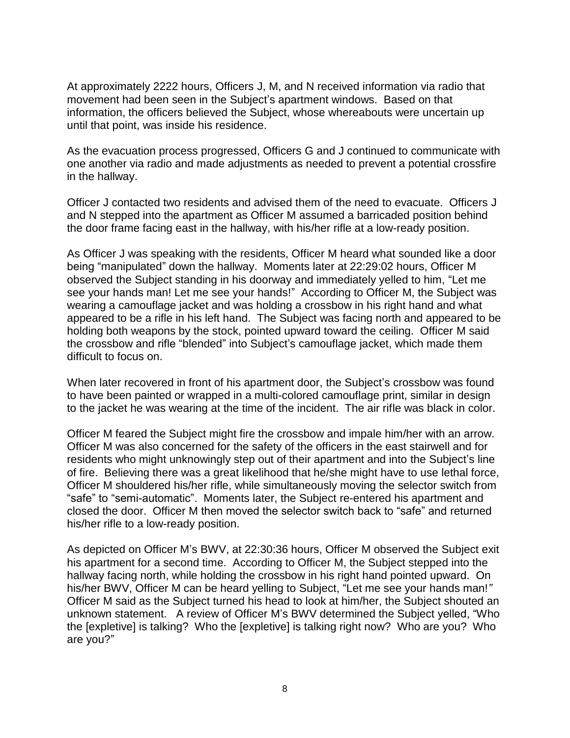At approximately 2222 hours, Officers J, M, and N received information via radio that movement had been seen in the Subject's apartment windows. Based on that information, the officers believed the Subject, whose whereabouts were uncertain up until that point, was inside his residence.

As the evacuation process progressed, Officers G and J continued to communicate with one another via radio and made adjustments as needed to prevent a potential crossfire in the hallway.

Officer J contacted two residents and advised them of the need to evacuate. Officers J and N stepped into the apartment as Officer M assumed a barricaded position behind the door frame facing east in the hallway, with his/her rifle at a low-ready position.

As Officer J was speaking with the residents, Officer M heard what sounded like a door being "manipulated" down the hallway. Moments later at 22:29:02 hours, Officer M observed the Subject standing in his doorway and immediately yelled to him, "Let me see your hands man! Let me see your hands!" According to Officer M, the Subject was wearing a camouflage jacket and was holding a crossbow in his right hand and what appeared to be a rifle in his left hand. The Subject was facing north and appeared to be holding both weapons by the stock, pointed upward toward the ceiling. Officer M said the crossbow and rifle "blended" into Subject's camouflage jacket, which made them difficult to focus on.

When later recovered in front of his apartment door, the Subject's crossbow was found to have been painted or wrapped in a multi-colored camouflage print, similar in design to the jacket he was wearing at the time of the incident. The air rifle was black in color.

Officer M feared the Subject might fire the crossbow and impale him/her with an arrow. Officer M was also concerned for the safety of the officers in the east stairwell and for residents who might unknowingly step out of their apartment and into the Subject's line of fire. Believing there was a great likelihood that he/she might have to use lethal force, Officer M shouldered his/her rifle, while simultaneously moving the selector switch from "safe" to "semi-automatic". Moments later, the Subject re-entered his apartment and closed the door. Officer M then moved the selector switch back to "safe" and returned his/her rifle to a low-ready position.

As depicted on Officer M's BWV, at 22:30:36 hours, Officer M observed the Subject exit his apartment for a second time. According to Officer M, the Subject stepped into the hallway facing north, while holding the crossbow in his right hand pointed upward. On his/her BWV, Officer M can be heard yelling to Subject, "Let me see your hands man!" Officer M said as the Subject turned his head to look at him/her, the Subject shouted an unknown statement. A review of Officer M's BWV determined the Subject yelled, "Who the [expletive] is talking? Who the [expletive] is talking right now? Who are you? Who are you?"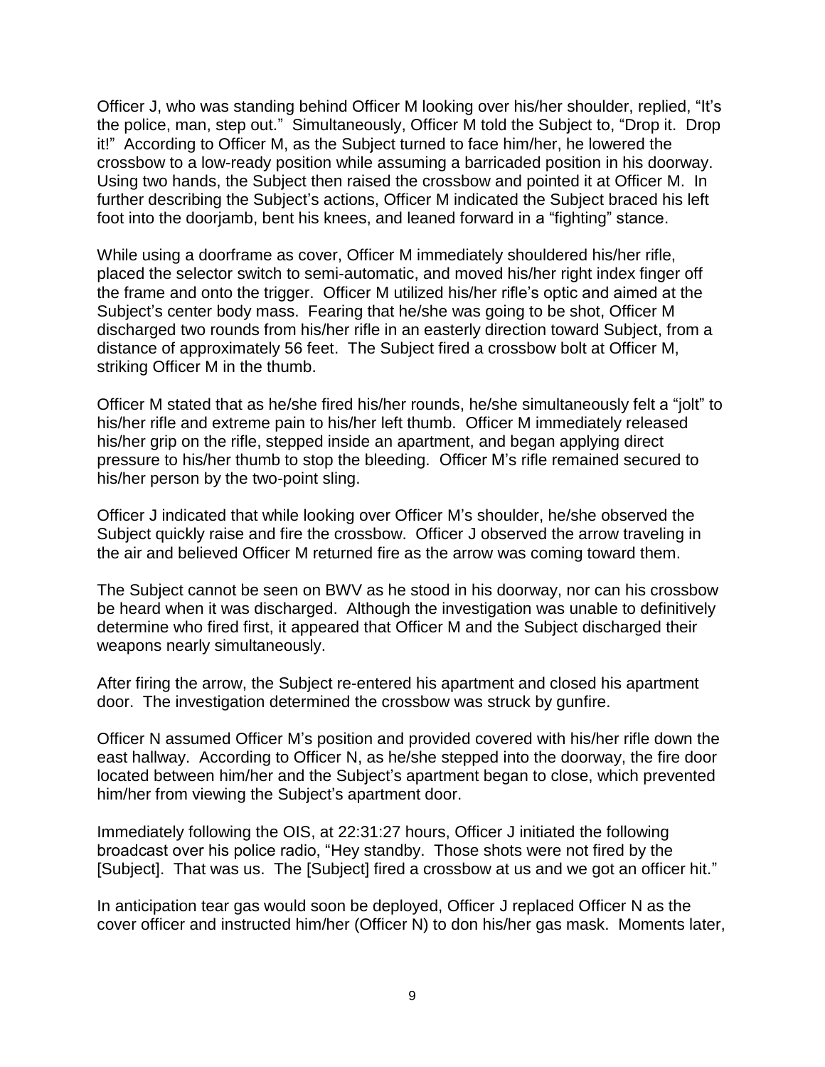Officer J, who was standing behind Officer M looking over his/her shoulder, replied, "It's the police, man, step out." Simultaneously, Officer M told the Subject to, "Drop it. Drop it!" According to Officer M, as the Subject turned to face him/her, he lowered the crossbow to a low-ready position while assuming a barricaded position in his doorway. Using two hands, the Subject then raised the crossbow and pointed it at Officer M. In further describing the Subject's actions, Officer M indicated the Subject braced his left foot into the doorjamb, bent his knees, and leaned forward in a "fighting" stance.

While using a doorframe as cover, Officer M immediately shouldered his/her rifle, placed the selector switch to semi-automatic, and moved his/her right index finger off the frame and onto the trigger. Officer M utilized his/her rifle's optic and aimed at the Subject's center body mass. Fearing that he/she was going to be shot, Officer M discharged two rounds from his/her rifle in an easterly direction toward Subject, from a distance of approximately 56 feet. The Subject fired a crossbow bolt at Officer M, striking Officer M in the thumb.

Officer M stated that as he/she fired his/her rounds, he/she simultaneously felt a "jolt" to his/her rifle and extreme pain to his/her left thumb. Officer M immediately released his/her grip on the rifle, stepped inside an apartment, and began applying direct pressure to his/her thumb to stop the bleeding. Officer M's rifle remained secured to his/her person by the two-point sling.

Officer J indicated that while looking over Officer M's shoulder, he/she observed the Subject quickly raise and fire the crossbow. Officer J observed the arrow traveling in the air and believed Officer M returned fire as the arrow was coming toward them.

The Subject cannot be seen on BWV as he stood in his doorway, nor can his crossbow be heard when it was discharged. Although the investigation was unable to definitively determine who fired first, it appeared that Officer M and the Subject discharged their weapons nearly simultaneously.

After firing the arrow, the Subject re-entered his apartment and closed his apartment door. The investigation determined the crossbow was struck by gunfire.

Officer N assumed Officer M's position and provided covered with his/her rifle down the east hallway. According to Officer N, as he/she stepped into the doorway, the fire door located between him/her and the Subject's apartment began to close, which prevented him/her from viewing the Subject's apartment door.

Immediately following the OIS, at 22:31:27 hours, Officer J initiated the following broadcast over his police radio, "Hey standby. Those shots were not fired by the [Subject]. That was us. The [Subject] fired a crossbow at us and we got an officer hit."

In anticipation tear gas would soon be deployed, Officer J replaced Officer N as the cover officer and instructed him/her (Officer N) to don his/her gas mask. Moments later,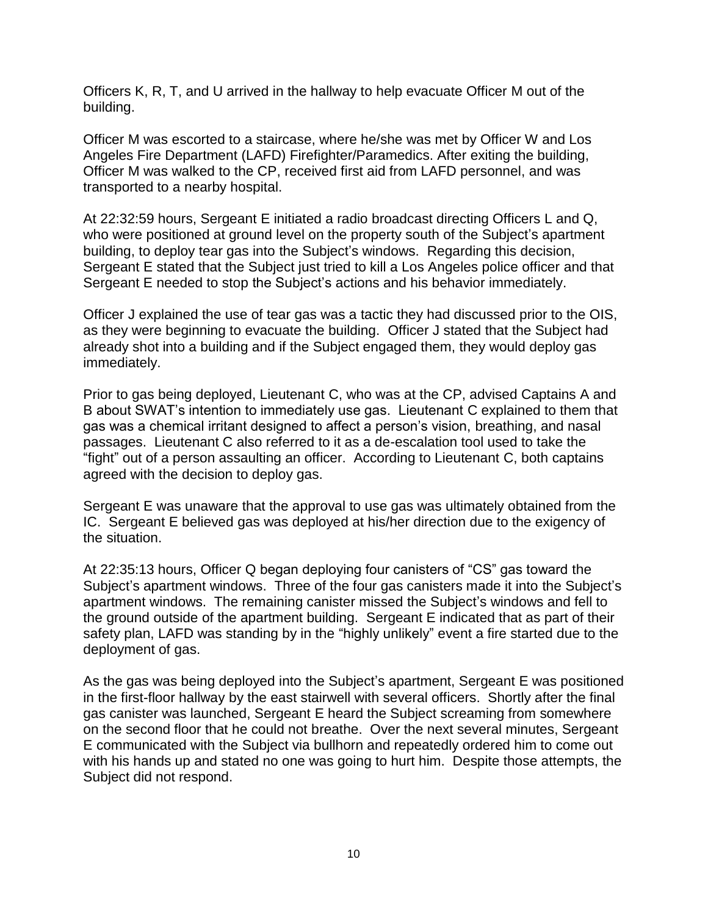Officers K, R, T, and U arrived in the hallway to help evacuate Officer M out of the building.

Officer M was escorted to a staircase, where he/she was met by Officer W and Los Angeles Fire Department (LAFD) Firefighter/Paramedics. After exiting the building, Officer M was walked to the CP, received first aid from LAFD personnel, and was transported to a nearby hospital.

At 22:32:59 hours, Sergeant E initiated a radio broadcast directing Officers L and Q, who were positioned at ground level on the property south of the Subject's apartment building, to deploy tear gas into the Subject's windows. Regarding this decision, Sergeant E stated that the Subject just tried to kill a Los Angeles police officer and that Sergeant E needed to stop the Subject's actions and his behavior immediately.

Officer J explained the use of tear gas was a tactic they had discussed prior to the OIS, as they were beginning to evacuate the building. Officer J stated that the Subject had already shot into a building and if the Subject engaged them, they would deploy gas immediately.

Prior to gas being deployed, Lieutenant C, who was at the CP, advised Captains A and B about SWAT's intention to immediately use gas. Lieutenant C explained to them that gas was a chemical irritant designed to affect a person's vision, breathing, and nasal passages. Lieutenant C also referred to it as a de-escalation tool used to take the "fight" out of a person assaulting an officer. According to Lieutenant C, both captains agreed with the decision to deploy gas.

Sergeant E was unaware that the approval to use gas was ultimately obtained from the IC. Sergeant E believed gas was deployed at his/her direction due to the exigency of the situation.

At 22:35:13 hours, Officer Q began deploying four canisters of "CS" gas toward the Subject's apartment windows. Three of the four gas canisters made it into the Subject's apartment windows. The remaining canister missed the Subject's windows and fell to the ground outside of the apartment building. Sergeant E indicated that as part of their safety plan, LAFD was standing by in the "highly unlikely" event a fire started due to the deployment of gas.

As the gas was being deployed into the Subject's apartment, Sergeant E was positioned in the first-floor hallway by the east stairwell with several officers. Shortly after the final gas canister was launched, Sergeant E heard the Subject screaming from somewhere on the second floor that he could not breathe. Over the next several minutes, Sergeant E communicated with the Subject via bullhorn and repeatedly ordered him to come out with his hands up and stated no one was going to hurt him. Despite those attempts, the Subject did not respond.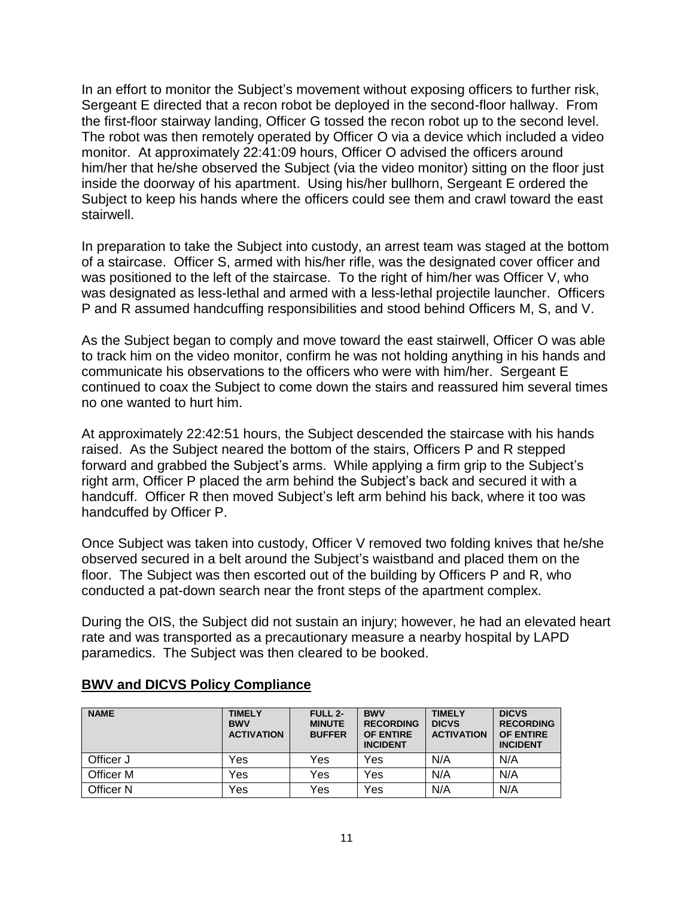In an effort to monitor the Subject's movement without exposing officers to further risk, Sergeant E directed that a recon robot be deployed in the second-floor hallway. From the first-floor stairway landing, Officer G tossed the recon robot up to the second level. The robot was then remotely operated by Officer O via a device which included a video monitor. At approximately 22:41:09 hours, Officer O advised the officers around him/her that he/she observed the Subject (via the video monitor) sitting on the floor just inside the doorway of his apartment. Using his/her bullhorn, Sergeant E ordered the Subject to keep his hands where the officers could see them and crawl toward the east stairwell.

In preparation to take the Subject into custody, an arrest team was staged at the bottom of a staircase. Officer S, armed with his/her rifle, was the designated cover officer and was positioned to the left of the staircase. To the right of him/her was Officer V, who was designated as less-lethal and armed with a less-lethal projectile launcher. Officers P and R assumed handcuffing responsibilities and stood behind Officers M, S, and V.

As the Subject began to comply and move toward the east stairwell, Officer O was able to track him on the video monitor, confirm he was not holding anything in his hands and communicate his observations to the officers who were with him/her. Sergeant E continued to coax the Subject to come down the stairs and reassured him several times no one wanted to hurt him.

At approximately 22:42:51 hours, the Subject descended the staircase with his hands raised. As the Subject neared the bottom of the stairs, Officers P and R stepped forward and grabbed the Subject's arms. While applying a firm grip to the Subject's right arm, Officer P placed the arm behind the Subject's back and secured it with a handcuff. Officer R then moved Subject's left arm behind his back, where it too was handcuffed by Officer P.

Once Subject was taken into custody, Officer V removed two folding knives that he/she observed secured in a belt around the Subject's waistband and placed them on the floor. The Subject was then escorted out of the building by Officers P and R, who conducted a pat-down search near the front steps of the apartment complex.

During the OIS, the Subject did not sustain an injury; however, he had an elevated heart rate and was transported as a precautionary measure a nearby hospital by LAPD paramedics. The Subject was then cleared to be booked.

## BWV and DICVS Policy Compliance

| NAME | TIMELY BWV ACTIVATION | FULL 2-MINUTE BUFFER | BWV RECORDING OF ENTIRE INCIDENT | TIMELY DICVS ACTIVATION | DICVS RECORDING OF ENTIRE INCIDENT |
|---|---|---|---|---|---|
| Officer J | Yes | Yes | Yes | N/A | N/A |
| Officer M | Yes | Yes | Yes | N/A | N/A |
| Officer N | Yes | Yes | Yes | N/A | N/A |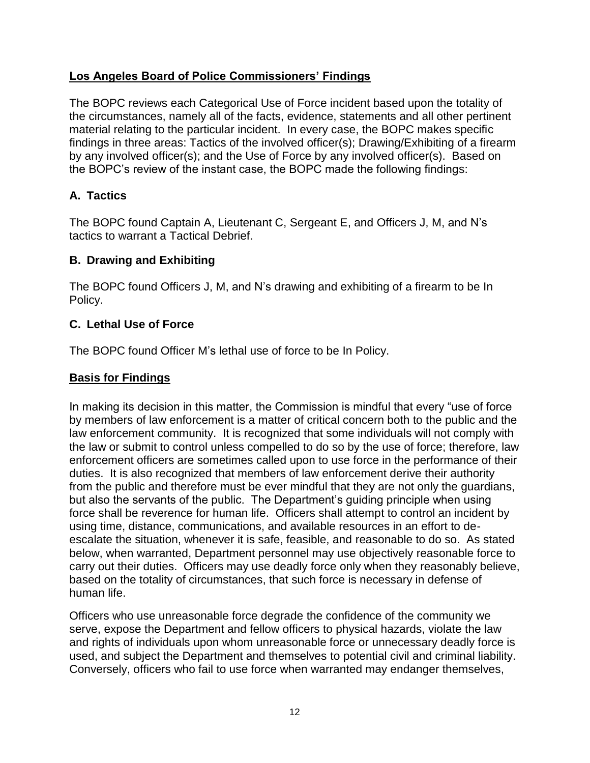## Los Angeles Board of Police Commissioners' Findings

The BOPC reviews each Categorical Use of Force incident based upon the totality of the circumstances, namely all of the facts, evidence, statements and all other pertinent material relating to the particular incident. In every case, the BOPC makes specific findings in three areas: Tactics of the involved officer(s); Drawing/Exhibiting of a firearm by any involved officer(s); and the Use of Force by any involved officer(s). Based on the BOPC's review of the instant case, the BOPC made the following findings:

### A. Tactics

The BOPC found Captain A, Lieutenant C, Sergeant E, and Officers J, M, and N's tactics to warrant a Tactical Debrief.

### B. Drawing and Exhibiting

The BOPC found Officers J, M, and N's drawing and exhibiting of a firearm to be In Policy.

### C. Lethal Use of Force

The BOPC found Officer M's lethal use of force to be In Policy.

## Basis for Findings

In making its decision in this matter, the Commission is mindful that every "use of force by members of law enforcement is a matter of critical concern both to the public and the law enforcement community. It is recognized that some individuals will not comply with the law or submit to control unless compelled to do so by the use of force; therefore, law enforcement officers are sometimes called upon to use force in the performance of their duties. It is also recognized that members of law enforcement derive their authority from the public and therefore must be ever mindful that they are not only the guardians, but also the servants of the public. The Department's guiding principle when using force shall be reverence for human life. Officers shall attempt to control an incident by using time, distance, communications, and available resources in an effort to de-escalate the situation, whenever it is safe, feasible, and reasonable to do so. As stated below, when warranted, Department personnel may use objectively reasonable force to carry out their duties. Officers may use deadly force only when they reasonably believe, based on the totality of circumstances, that such force is necessary in defense of human life.

Officers who use unreasonable force degrade the confidence of the community we serve, expose the Department and fellow officers to physical hazards, violate the law and rights of individuals upon whom unreasonable force or unnecessary deadly force is used, and subject the Department and themselves to potential civil and criminal liability. Conversely, officers who fail to use force when warranted may endanger themselves,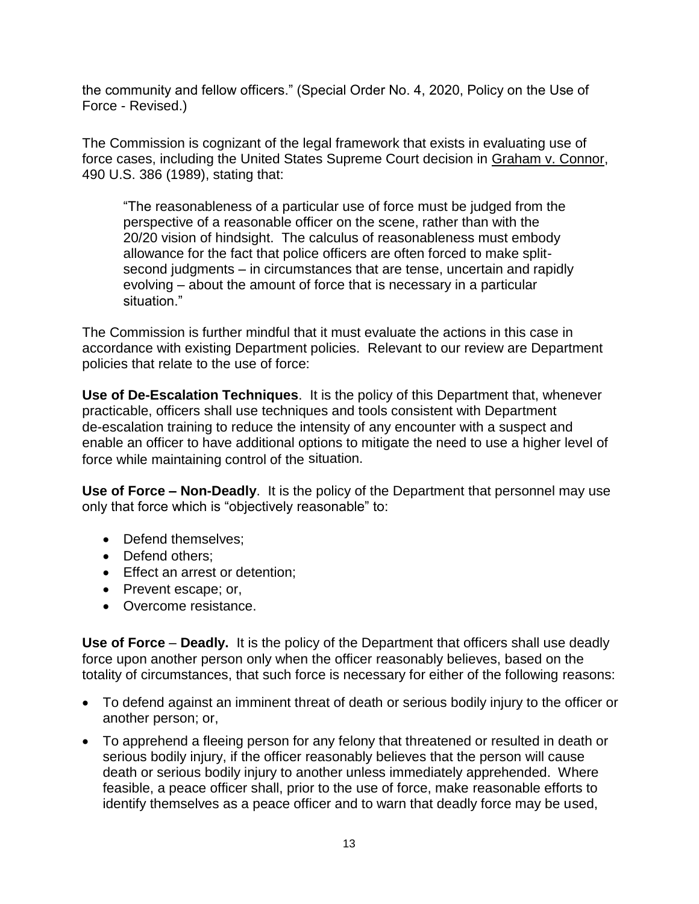the community and fellow officers." (Special Order No. 4, 2020, Policy on the Use of Force - Revised.)

The Commission is cognizant of the legal framework that exists in evaluating use of force cases, including the United States Supreme Court decision in Graham v. Connor, 490 U.S. 386 (1989), stating that:

> "The reasonableness of a particular use of force must be judged from the perspective of a reasonable officer on the scene, rather than with the 20/20 vision of hindsight. The calculus of reasonableness must embody allowance for the fact that police officers are often forced to make split-second judgments – in circumstances that are tense, uncertain and rapidly evolving – about the amount of force that is necessary in a particular situation."

The Commission is further mindful that it must evaluate the actions in this case in accordance with existing Department policies. Relevant to our review are Department policies that relate to the use of force:

**Use of De-Escalation Techniques**. It is the policy of this Department that, whenever practicable, officers shall use techniques and tools consistent with Department de-escalation training to reduce the intensity of any encounter with a suspect and enable an officer to have additional options to mitigate the need to use a higher level of force while maintaining control of the situation.

**Use of Force – Non-Deadly**. It is the policy of the Department that personnel may use only that force which is "objectively reasonable" to:

- Defend themselves;
- Defend others;
- Effect an arrest or detention;
- Prevent escape; or,
- Overcome resistance.

**Use of Force** – **Deadly.** It is the policy of the Department that officers shall use deadly force upon another person only when the officer reasonably believes, based on the totality of circumstances, that such force is necessary for either of the following reasons:

- To defend against an imminent threat of death or serious bodily injury to the officer or another person; or,
- To apprehend a fleeing person for any felony that threatened or resulted in death or serious bodily injury, if the officer reasonably believes that the person will cause death or serious bodily injury to another unless immediately apprehended. Where feasible, a peace officer shall, prior to the use of force, make reasonable efforts to identify themselves as a peace officer and to warn that deadly force may be used,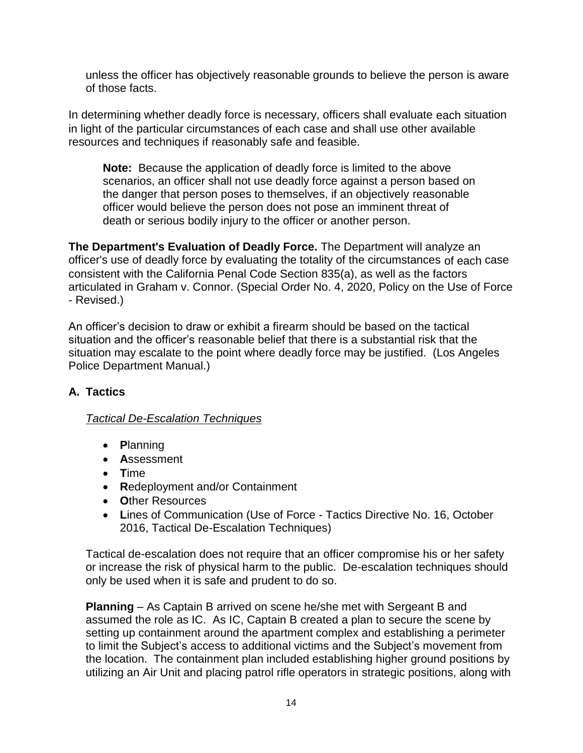unless the officer has objectively reasonable grounds to believe the person is aware of those facts.

In determining whether deadly force is necessary, officers shall evaluate each situation in light of the particular circumstances of each case and shall use other available resources and techniques if reasonably safe and feasible.

> **Note:** Because the application of deadly force is limited to the above scenarios, an officer shall not use deadly force against a person based on the danger that person poses to themselves, if an objectively reasonable officer would believe the person does not pose an imminent threat of death or serious bodily injury to the officer or another person.

**The Department's Evaluation of Deadly Force.** The Department will analyze an officer's use of deadly force by evaluating the totality of the circumstances of each case consistent with the California Penal Code Section 835(a), as well as the factors articulated in Graham v. Connor. (Special Order No. 4, 2020, Policy on the Use of Force - Revised.)

An officer's decision to draw or exhibit a firearm should be based on the tactical situation and the officer's reasonable belief that there is a substantial risk that the situation may escalate to the point where deadly force may be justified. (Los Angeles Police Department Manual.)

## A. Tactics

*Tactical De-Escalation Techniques*

- **P**lanning
- **A**ssessment
- **T**ime
- **R**edeployment and/or Containment
- **O**ther Resources
- **L**ines of Communication (Use of Force - Tactics Directive No. 16, October 2016, Tactical De-Escalation Techniques)

Tactical de-escalation does not require that an officer compromise his or her safety or increase the risk of physical harm to the public. De-escalation techniques should only be used when it is safe and prudent to do so.

**Planning** – As Captain B arrived on scene he/she met with Sergeant B and assumed the role as IC. As IC, Captain B created a plan to secure the scene by setting up containment around the apartment complex and establishing a perimeter to limit the Subject's access to additional victims and the Subject's movement from the location. The containment plan included establishing higher ground positions by utilizing an Air Unit and placing patrol rifle operators in strategic positions, along with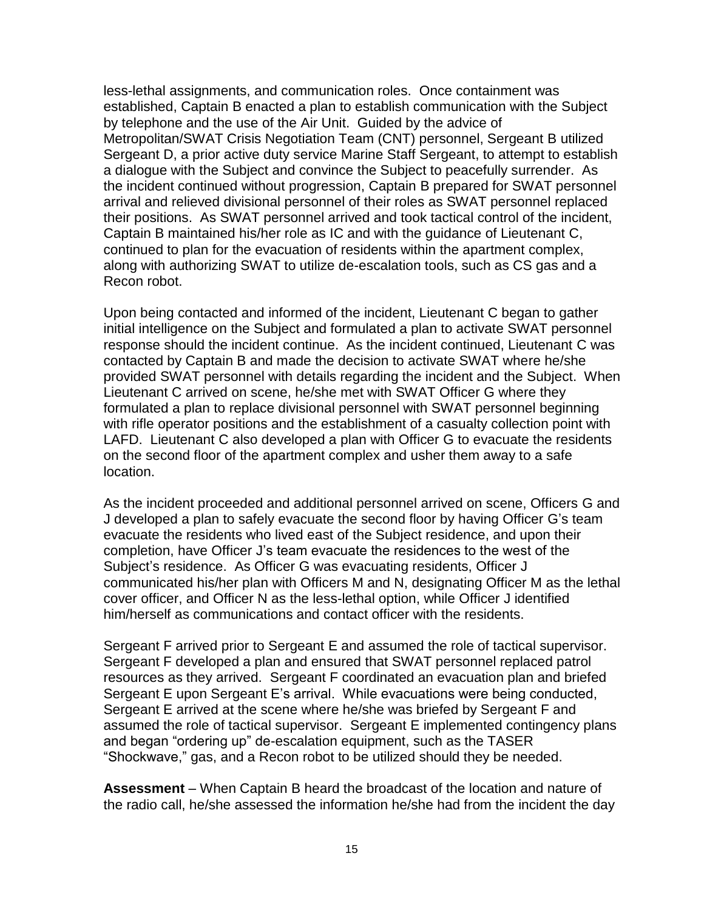less-lethal assignments, and communication roles. Once containment was established, Captain B enacted a plan to establish communication with the Subject by telephone and the use of the Air Unit. Guided by the advice of Metropolitan/SWAT Crisis Negotiation Team (CNT) personnel, Sergeant B utilized Sergeant D, a prior active duty service Marine Staff Sergeant, to attempt to establish a dialogue with the Subject and convince the Subject to peacefully surrender. As the incident continued without progression, Captain B prepared for SWAT personnel arrival and relieved divisional personnel of their roles as SWAT personnel replaced their positions. As SWAT personnel arrived and took tactical control of the incident, Captain B maintained his/her role as IC and with the guidance of Lieutenant C, continued to plan for the evacuation of residents within the apartment complex, along with authorizing SWAT to utilize de-escalation tools, such as CS gas and a Recon robot.

Upon being contacted and informed of the incident, Lieutenant C began to gather initial intelligence on the Subject and formulated a plan to activate SWAT personnel response should the incident continue. As the incident continued, Lieutenant C was contacted by Captain B and made the decision to activate SWAT where he/she provided SWAT personnel with details regarding the incident and the Subject. When Lieutenant C arrived on scene, he/she met with SWAT Officer G where they formulated a plan to replace divisional personnel with SWAT personnel beginning with rifle operator positions and the establishment of a casualty collection point with LAFD. Lieutenant C also developed a plan with Officer G to evacuate the residents on the second floor of the apartment complex and usher them away to a safe location.

As the incident proceeded and additional personnel arrived on scene, Officers G and J developed a plan to safely evacuate the second floor by having Officer G's team evacuate the residents who lived east of the Subject residence, and upon their completion, have Officer J's team evacuate the residences to the west of the Subject's residence. As Officer G was evacuating residents, Officer J communicated his/her plan with Officers M and N, designating Officer M as the lethal cover officer, and Officer N as the less-lethal option, while Officer J identified him/herself as communications and contact officer with the residents.

Sergeant F arrived prior to Sergeant E and assumed the role of tactical supervisor. Sergeant F developed a plan and ensured that SWAT personnel replaced patrol resources as they arrived. Sergeant F coordinated an evacuation plan and briefed Sergeant E upon Sergeant E's arrival. While evacuations were being conducted, Sergeant E arrived at the scene where he/she was briefed by Sergeant F and assumed the role of tactical supervisor. Sergeant E implemented contingency plans and began "ordering up" de-escalation equipment, such as the TASER "Shockwave," gas, and a Recon robot to be utilized should they be needed.

**Assessment** – When Captain B heard the broadcast of the location and nature of the radio call, he/she assessed the information he/she had from the incident the day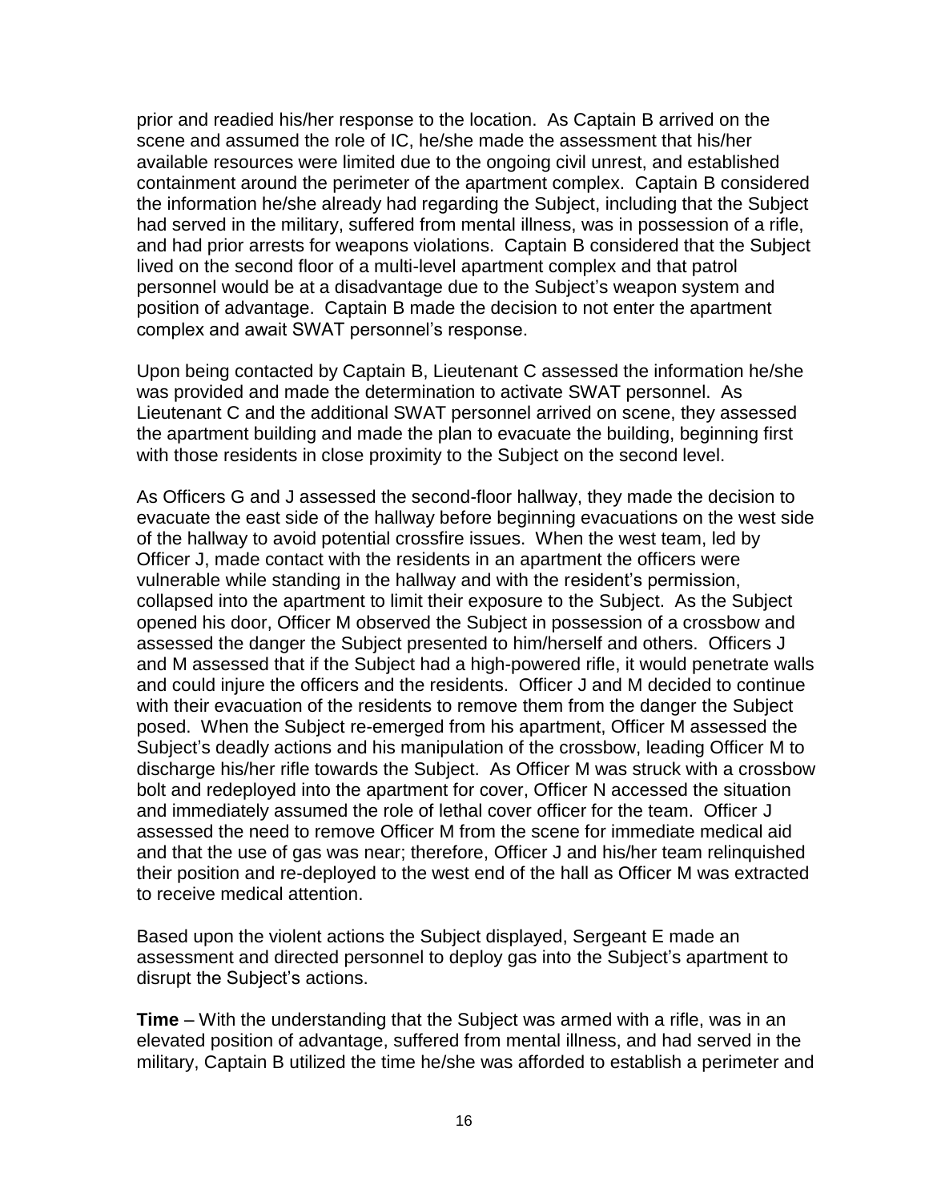prior and readied his/her response to the location. As Captain B arrived on the scene and assumed the role of IC, he/she made the assessment that his/her available resources were limited due to the ongoing civil unrest, and established containment around the perimeter of the apartment complex. Captain B considered the information he/she already had regarding the Subject, including that the Subject had served in the military, suffered from mental illness, was in possession of a rifle, and had prior arrests for weapons violations. Captain B considered that the Subject lived on the second floor of a multi-level apartment complex and that patrol personnel would be at a disadvantage due to the Subject's weapon system and position of advantage. Captain B made the decision to not enter the apartment complex and await SWAT personnel's response.

Upon being contacted by Captain B, Lieutenant C assessed the information he/she was provided and made the determination to activate SWAT personnel. As Lieutenant C and the additional SWAT personnel arrived on scene, they assessed the apartment building and made the plan to evacuate the building, beginning first with those residents in close proximity to the Subject on the second level.

As Officers G and J assessed the second-floor hallway, they made the decision to evacuate the east side of the hallway before beginning evacuations on the west side of the hallway to avoid potential crossfire issues. When the west team, led by Officer J, made contact with the residents in an apartment the officers were vulnerable while standing in the hallway and with the resident's permission, collapsed into the apartment to limit their exposure to the Subject. As the Subject opened his door, Officer M observed the Subject in possession of a crossbow and assessed the danger the Subject presented to him/herself and others. Officers J and M assessed that if the Subject had a high-powered rifle, it would penetrate walls and could injure the officers and the residents. Officer J and M decided to continue with their evacuation of the residents to remove them from the danger the Subject posed. When the Subject re-emerged from his apartment, Officer M assessed the Subject's deadly actions and his manipulation of the crossbow, leading Officer M to discharge his/her rifle towards the Subject. As Officer M was struck with a crossbow bolt and redeployed into the apartment for cover, Officer N accessed the situation and immediately assumed the role of lethal cover officer for the team. Officer J assessed the need to remove Officer M from the scene for immediate medical aid and that the use of gas was near; therefore, Officer J and his/her team relinquished their position and re-deployed to the west end of the hall as Officer M was extracted to receive medical attention.

Based upon the violent actions the Subject displayed, Sergeant E made an assessment and directed personnel to deploy gas into the Subject's apartment to disrupt the Subject's actions.

**Time** – With the understanding that the Subject was armed with a rifle, was in an elevated position of advantage, suffered from mental illness, and had served in the military, Captain B utilized the time he/she was afforded to establish a perimeter and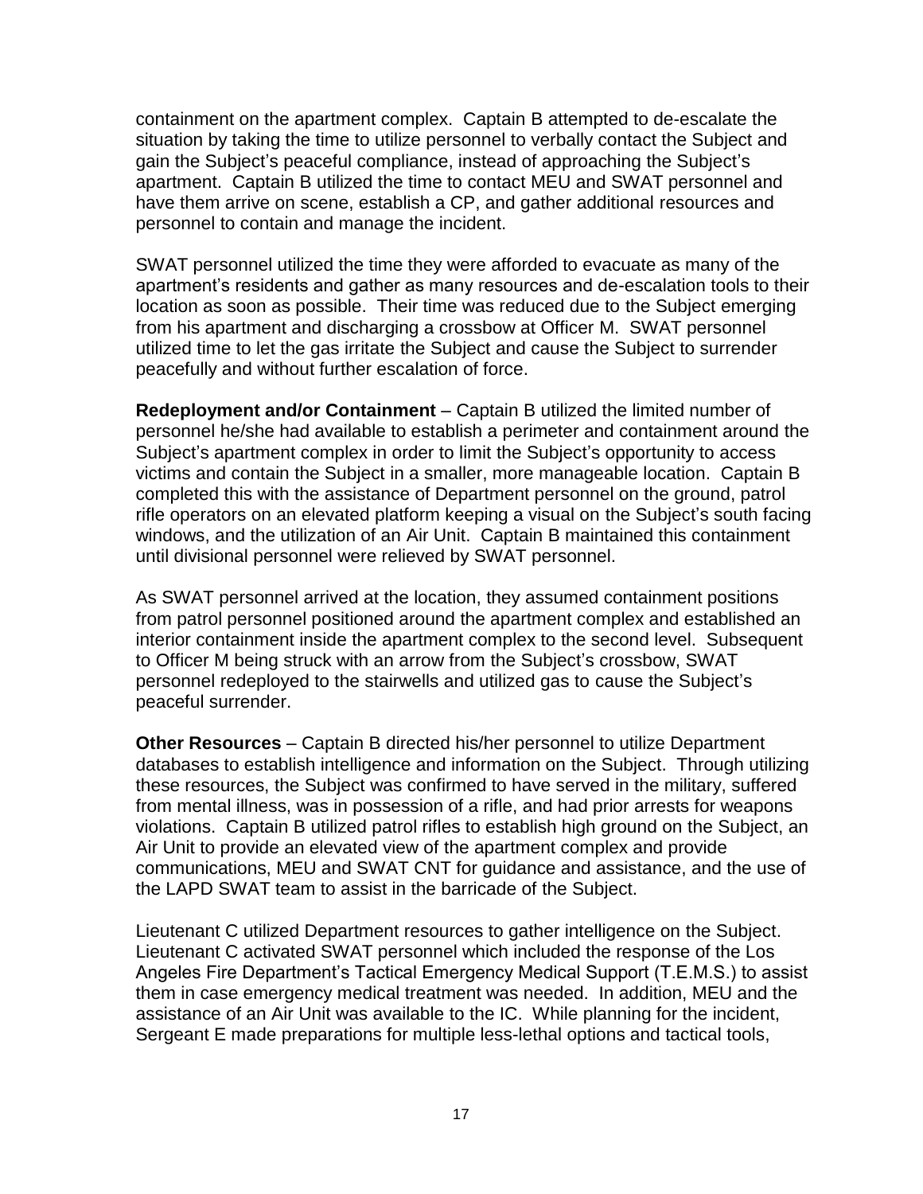containment on the apartment complex. Captain B attempted to de-escalate the situation by taking the time to utilize personnel to verbally contact the Subject and gain the Subject's peaceful compliance, instead of approaching the Subject's apartment. Captain B utilized the time to contact MEU and SWAT personnel and have them arrive on scene, establish a CP, and gather additional resources and personnel to contain and manage the incident.

SWAT personnel utilized the time they were afforded to evacuate as many of the apartment's residents and gather as many resources and de-escalation tools to their location as soon as possible. Their time was reduced due to the Subject emerging from his apartment and discharging a crossbow at Officer M. SWAT personnel utilized time to let the gas irritate the Subject and cause the Subject to surrender peacefully and without further escalation of force.

**Redeployment and/or Containment** – Captain B utilized the limited number of personnel he/she had available to establish a perimeter and containment around the Subject's apartment complex in order to limit the Subject's opportunity to access victims and contain the Subject in a smaller, more manageable location. Captain B completed this with the assistance of Department personnel on the ground, patrol rifle operators on an elevated platform keeping a visual on the Subject's south facing windows, and the utilization of an Air Unit. Captain B maintained this containment until divisional personnel were relieved by SWAT personnel.

As SWAT personnel arrived at the location, they assumed containment positions from patrol personnel positioned around the apartment complex and established an interior containment inside the apartment complex to the second level. Subsequent to Officer M being struck with an arrow from the Subject's crossbow, SWAT personnel redeployed to the stairwells and utilized gas to cause the Subject's peaceful surrender.

**Other Resources** – Captain B directed his/her personnel to utilize Department databases to establish intelligence and information on the Subject. Through utilizing these resources, the Subject was confirmed to have served in the military, suffered from mental illness, was in possession of a rifle, and had prior arrests for weapons violations. Captain B utilized patrol rifles to establish high ground on the Subject, an Air Unit to provide an elevated view of the apartment complex and provide communications, MEU and SWAT CNT for guidance and assistance, and the use of the LAPD SWAT team to assist in the barricade of the Subject.

Lieutenant C utilized Department resources to gather intelligence on the Subject. Lieutenant C activated SWAT personnel which included the response of the Los Angeles Fire Department's Tactical Emergency Medical Support (T.E.M.S.) to assist them in case emergency medical treatment was needed. In addition, MEU and the assistance of an Air Unit was available to the IC. While planning for the incident, Sergeant E made preparations for multiple less-lethal options and tactical tools,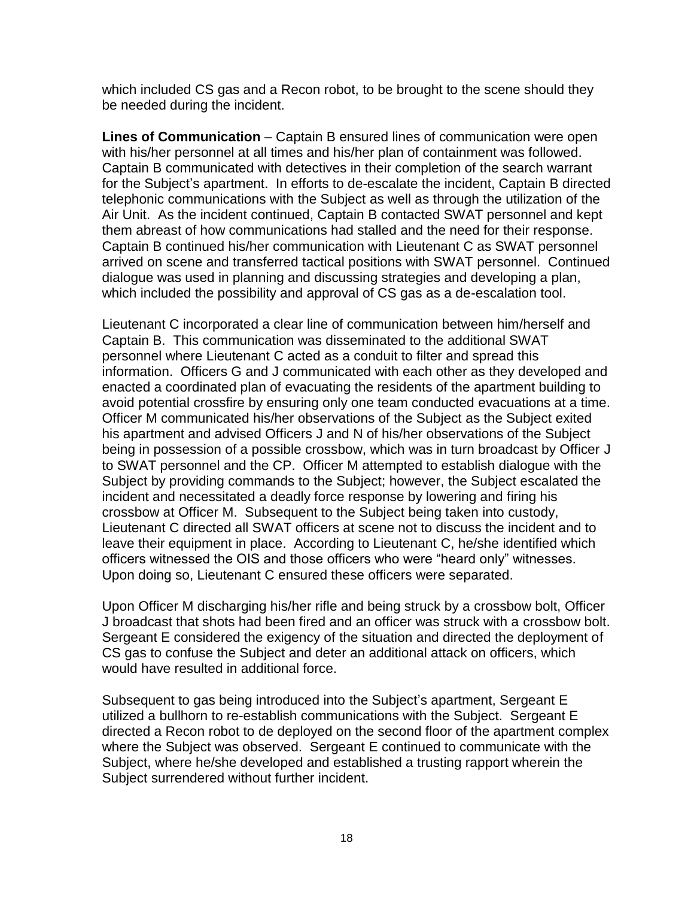which included CS gas and a Recon robot, to be brought to the scene should they be needed during the incident.

**Lines of Communication** – Captain B ensured lines of communication were open with his/her personnel at all times and his/her plan of containment was followed. Captain B communicated with detectives in their completion of the search warrant for the Subject's apartment. In efforts to de-escalate the incident, Captain B directed telephonic communications with the Subject as well as through the utilization of the Air Unit. As the incident continued, Captain B contacted SWAT personnel and kept them abreast of how communications had stalled and the need for their response. Captain B continued his/her communication with Lieutenant C as SWAT personnel arrived on scene and transferred tactical positions with SWAT personnel. Continued dialogue was used in planning and discussing strategies and developing a plan, which included the possibility and approval of CS gas as a de-escalation tool.

Lieutenant C incorporated a clear line of communication between him/herself and Captain B. This communication was disseminated to the additional SWAT personnel where Lieutenant C acted as a conduit to filter and spread this information. Officers G and J communicated with each other as they developed and enacted a coordinated plan of evacuating the residents of the apartment building to avoid potential crossfire by ensuring only one team conducted evacuations at a time. Officer M communicated his/her observations of the Subject as the Subject exited his apartment and advised Officers J and N of his/her observations of the Subject being in possession of a possible crossbow, which was in turn broadcast by Officer J to SWAT personnel and the CP. Officer M attempted to establish dialogue with the Subject by providing commands to the Subject; however, the Subject escalated the incident and necessitated a deadly force response by lowering and firing his crossbow at Officer M. Subsequent to the Subject being taken into custody, Lieutenant C directed all SWAT officers at scene not to discuss the incident and to leave their equipment in place. According to Lieutenant C, he/she identified which officers witnessed the OIS and those officers who were "heard only" witnesses. Upon doing so, Lieutenant C ensured these officers were separated.

Upon Officer M discharging his/her rifle and being struck by a crossbow bolt, Officer J broadcast that shots had been fired and an officer was struck with a crossbow bolt. Sergeant E considered the exigency of the situation and directed the deployment of CS gas to confuse the Subject and deter an additional attack on officers, which would have resulted in additional force.

Subsequent to gas being introduced into the Subject's apartment, Sergeant E utilized a bullhorn to re-establish communications with the Subject. Sergeant E directed a Recon robot to de deployed on the second floor of the apartment complex where the Subject was observed. Sergeant E continued to communicate with the Subject, where he/she developed and established a trusting rapport wherein the Subject surrendered without further incident.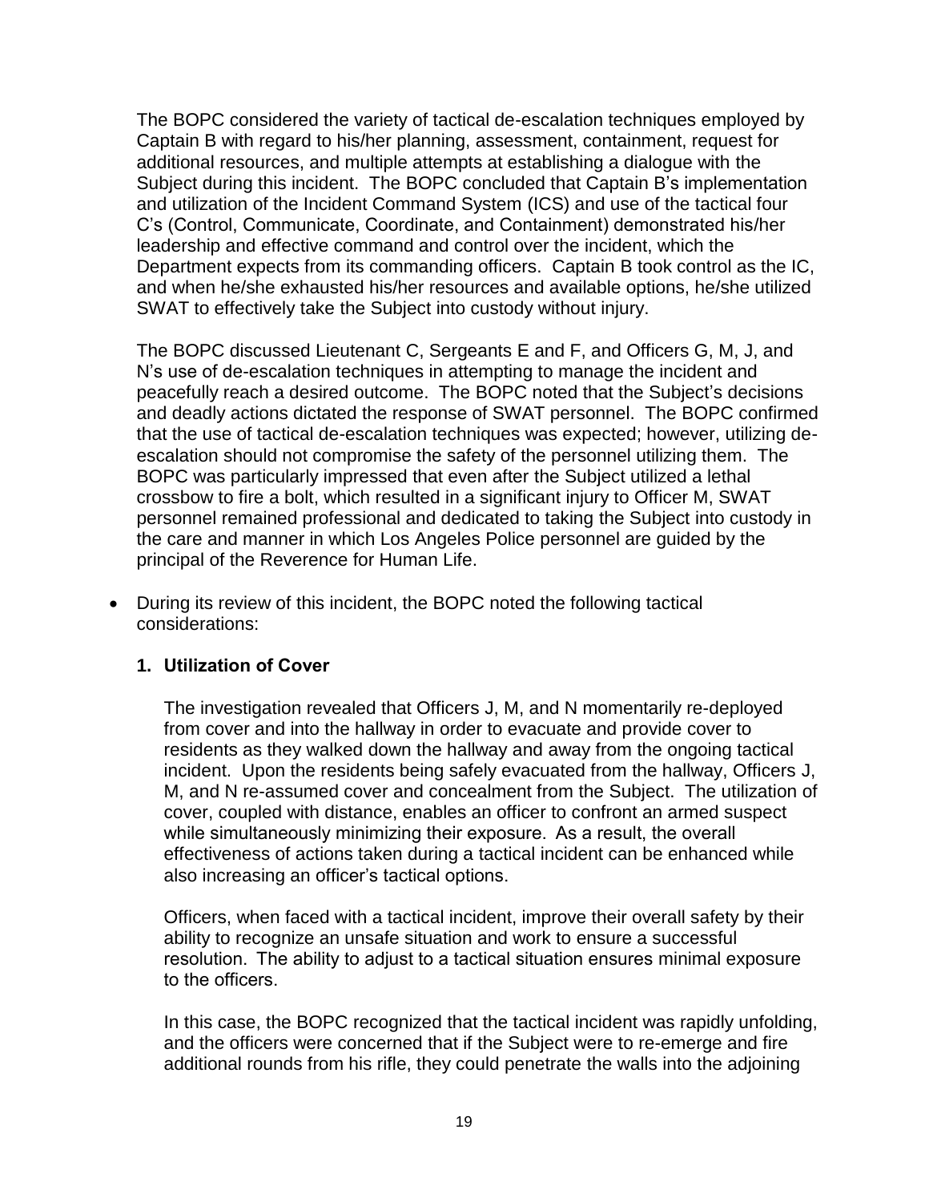The BOPC considered the variety of tactical de-escalation techniques employed by Captain B with regard to his/her planning, assessment, containment, request for additional resources, and multiple attempts at establishing a dialogue with the Subject during this incident. The BOPC concluded that Captain B's implementation and utilization of the Incident Command System (ICS) and use of the tactical four C's (Control, Communicate, Coordinate, and Containment) demonstrated his/her leadership and effective command and control over the incident, which the Department expects from its commanding officers. Captain B took control as the IC, and when he/she exhausted his/her resources and available options, he/she utilized SWAT to effectively take the Subject into custody without injury.

The BOPC discussed Lieutenant C, Sergeants E and F, and Officers G, M, J, and N's use of de-escalation techniques in attempting to manage the incident and peacefully reach a desired outcome. The BOPC noted that the Subject's decisions and deadly actions dictated the response of SWAT personnel. The BOPC confirmed that the use of tactical de-escalation techniques was expected; however, utilizing de-escalation should not compromise the safety of the personnel utilizing them. The BOPC was particularly impressed that even after the Subject utilized a lethal crossbow to fire a bolt, which resulted in a significant injury to Officer M, SWAT personnel remained professional and dedicated to taking the Subject into custody in the care and manner in which Los Angeles Police personnel are guided by the principal of the Reverence for Human Life.

- During its review of this incident, the BOPC noted the following tactical considerations:

  **1. Utilization of Cover**

  The investigation revealed that Officers J, M, and N momentarily re-deployed from cover and into the hallway in order to evacuate and provide cover to residents as they walked down the hallway and away from the ongoing tactical incident. Upon the residents being safely evacuated from the hallway, Officers J, M, and N re-assumed cover and concealment from the Subject. The utilization of cover, coupled with distance, enables an officer to confront an armed suspect while simultaneously minimizing their exposure. As a result, the overall effectiveness of actions taken during a tactical incident can be enhanced while also increasing an officer's tactical options.

  Officers, when faced with a tactical incident, improve their overall safety by their ability to recognize an unsafe situation and work to ensure a successful resolution. The ability to adjust to a tactical situation ensures minimal exposure to the officers.

  In this case, the BOPC recognized that the tactical incident was rapidly unfolding, and the officers were concerned that if the Subject were to re-emerge and fire additional rounds from his rifle, they could penetrate the walls into the adjoining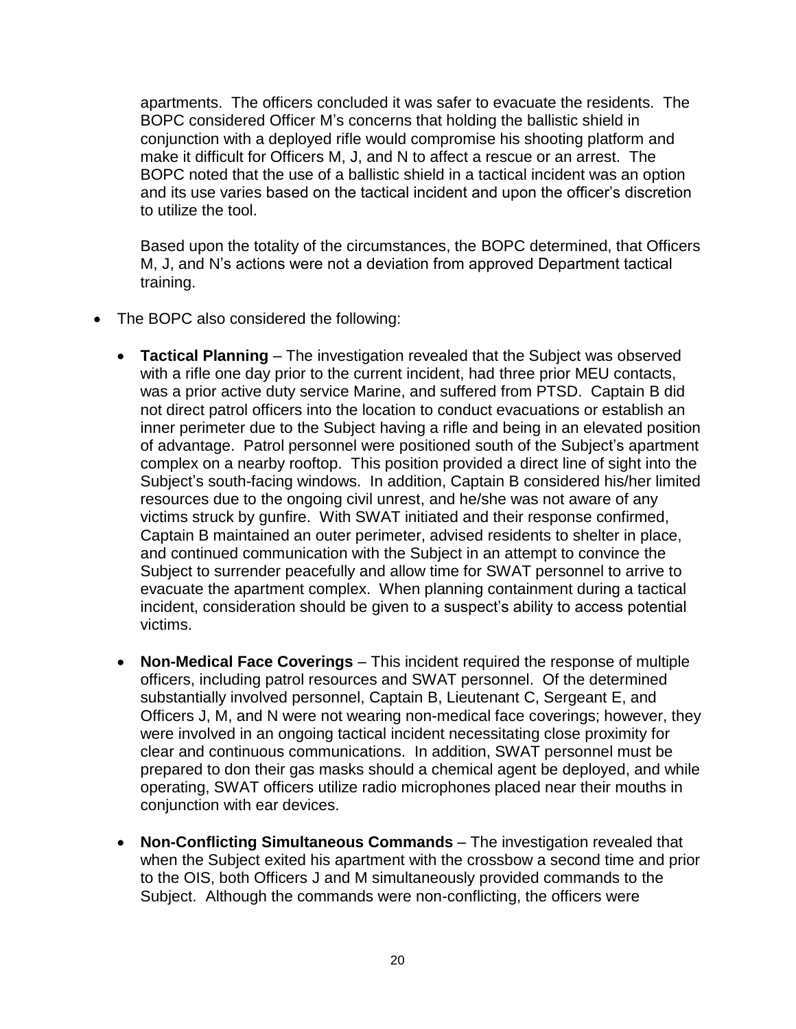apartments. The officers concluded it was safer to evacuate the residents. The BOPC considered Officer M's concerns that holding the ballistic shield in conjunction with a deployed rifle would compromise his shooting platform and make it difficult for Officers M, J, and N to affect a rescue or an arrest. The BOPC noted that the use of a ballistic shield in a tactical incident was an option and its use varies based on the tactical incident and upon the officer's discretion to utilize the tool.

Based upon the totality of the circumstances, the BOPC determined, that Officers M, J, and N's actions were not a deviation from approved Department tactical training.

- The BOPC also considered the following:
    - **Tactical Planning** – The investigation revealed that the Subject was observed with a rifle one day prior to the current incident, had three prior MEU contacts, was a prior active duty service Marine, and suffered from PTSD. Captain B did not direct patrol officers into the location to conduct evacuations or establish an inner perimeter due to the Subject having a rifle and being in an elevated position of advantage. Patrol personnel were positioned south of the Subject's apartment complex on a nearby rooftop. This position provided a direct line of sight into the Subject's south-facing windows. In addition, Captain B considered his/her limited resources due to the ongoing civil unrest, and he/she was not aware of any victims struck by gunfire. With SWAT initiated and their response confirmed, Captain B maintained an outer perimeter, advised residents to shelter in place, and continued communication with the Subject in an attempt to convince the Subject to surrender peacefully and allow time for SWAT personnel to arrive to evacuate the apartment complex. When planning containment during a tactical incident, consideration should be given to a suspect's ability to access potential victims.
    - **Non-Medical Face Coverings** – This incident required the response of multiple officers, including patrol resources and SWAT personnel. Of the determined substantially involved personnel, Captain B, Lieutenant C, Sergeant E, and Officers J, M, and N were not wearing non-medical face coverings; however, they were involved in an ongoing tactical incident necessitating close proximity for clear and continuous communications. In addition, SWAT personnel must be prepared to don their gas masks should a chemical agent be deployed, and while operating, SWAT officers utilize radio microphones placed near their mouths in conjunction with ear devices.
    - **Non-Conflicting Simultaneous Commands** – The investigation revealed that when the Subject exited his apartment with the crossbow a second time and prior to the OIS, both Officers J and M simultaneously provided commands to the Subject. Although the commands were non-conflicting, the officers were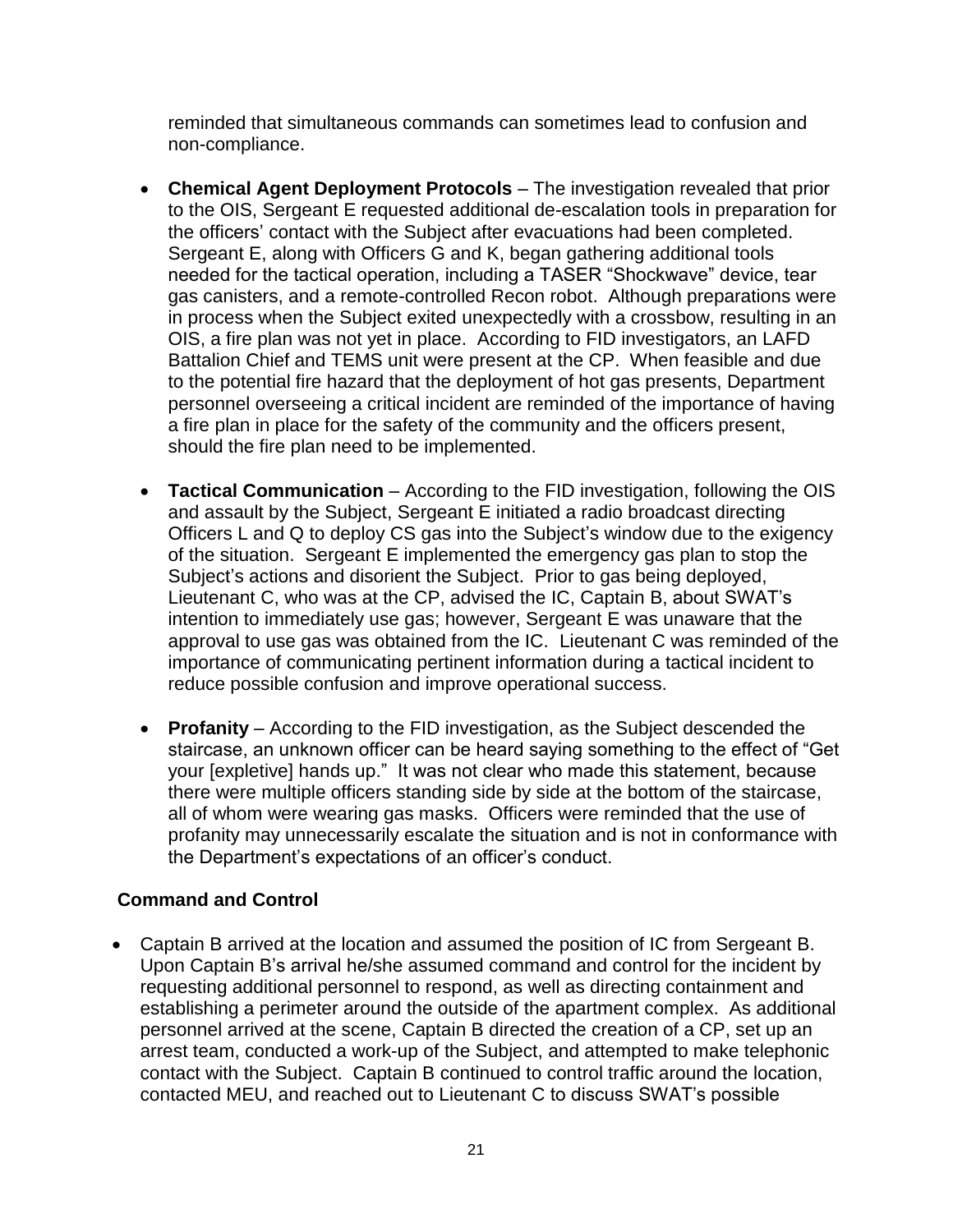reminded that simultaneous commands can sometimes lead to confusion and non-compliance.

- **Chemical Agent Deployment Protocols** – The investigation revealed that prior to the OIS, Sergeant E requested additional de-escalation tools in preparation for the officers' contact with the Subject after evacuations had been completed. Sergeant E, along with Officers G and K, began gathering additional tools needed for the tactical operation, including a TASER "Shockwave" device, tear gas canisters, and a remote-controlled Recon robot. Although preparations were in process when the Subject exited unexpectedly with a crossbow, resulting in an OIS, a fire plan was not yet in place. According to FID investigators, an LAFD Battalion Chief and TEMS unit were present at the CP. When feasible and due to the potential fire hazard that the deployment of hot gas presents, Department personnel overseeing a critical incident are reminded of the importance of having a fire plan in place for the safety of the community and the officers present, should the fire plan need to be implemented.

- **Tactical Communication** – According to the FID investigation, following the OIS and assault by the Subject, Sergeant E initiated a radio broadcast directing Officers L and Q to deploy CS gas into the Subject's window due to the exigency of the situation. Sergeant E implemented the emergency gas plan to stop the Subject's actions and disorient the Subject. Prior to gas being deployed, Lieutenant C, who was at the CP, advised the IC, Captain B, about SWAT's intention to immediately use gas; however, Sergeant E was unaware that the approval to use gas was obtained from the IC. Lieutenant C was reminded of the importance of communicating pertinent information during a tactical incident to reduce possible confusion and improve operational success.

- **Profanity** – According to the FID investigation, as the Subject descended the staircase, an unknown officer can be heard saying something to the effect of "Get your [expletive] hands up." It was not clear who made this statement, because there were multiple officers standing side by side at the bottom of the staircase, all of whom were wearing gas masks. Officers were reminded that the use of profanity may unnecessarily escalate the situation and is not in conformance with the Department's expectations of an officer's conduct.

**Command and Control**

- Captain B arrived at the location and assumed the position of IC from Sergeant B. Upon Captain B's arrival he/she assumed command and control for the incident by requesting additional personnel to respond, as well as directing containment and establishing a perimeter around the outside of the apartment complex. As additional personnel arrived at the scene, Captain B directed the creation of a CP, set up an arrest team, conducted a work-up of the Subject, and attempted to make telephonic contact with the Subject. Captain B continued to control traffic around the location, contacted MEU, and reached out to Lieutenant C to discuss SWAT's possible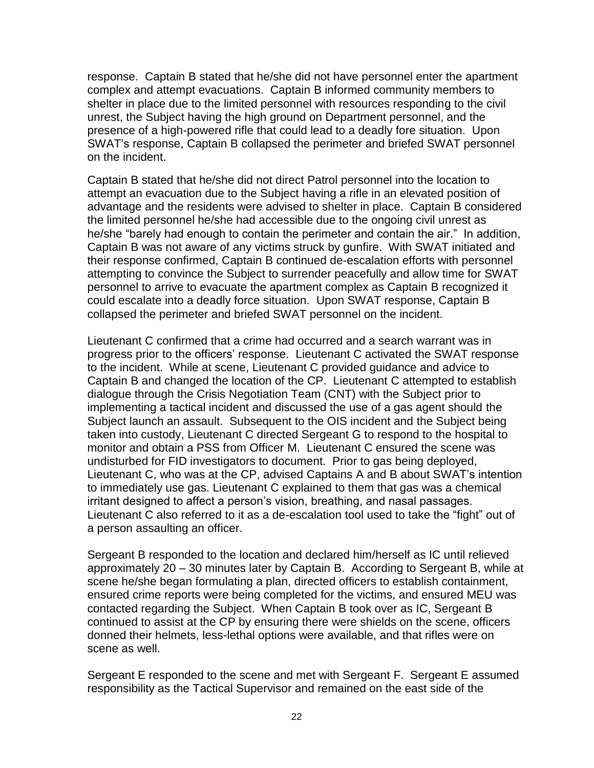response. Captain B stated that he/she did not have personnel enter the apartment complex and attempt evacuations. Captain B informed community members to shelter in place due to the limited personnel with resources responding to the civil unrest, the Subject having the high ground on Department personnel, and the presence of a high-powered rifle that could lead to a deadly fore situation. Upon SWAT's response, Captain B collapsed the perimeter and briefed SWAT personnel on the incident.

Captain B stated that he/she did not direct Patrol personnel into the location to attempt an evacuation due to the Subject having a rifle in an elevated position of advantage and the residents were advised to shelter in place. Captain B considered the limited personnel he/she had accessible due to the ongoing civil unrest as he/she "barely had enough to contain the perimeter and contain the air." In addition, Captain B was not aware of any victims struck by gunfire. With SWAT initiated and their response confirmed, Captain B continued de-escalation efforts with personnel attempting to convince the Subject to surrender peacefully and allow time for SWAT personnel to arrive to evacuate the apartment complex as Captain B recognized it could escalate into a deadly force situation. Upon SWAT response, Captain B collapsed the perimeter and briefed SWAT personnel on the incident.

Lieutenant C confirmed that a crime had occurred and a search warrant was in progress prior to the officers' response. Lieutenant C activated the SWAT response to the incident. While at scene, Lieutenant C provided guidance and advice to Captain B and changed the location of the CP. Lieutenant C attempted to establish dialogue through the Crisis Negotiation Team (CNT) with the Subject prior to implementing a tactical incident and discussed the use of a gas agent should the Subject launch an assault. Subsequent to the OIS incident and the Subject being taken into custody, Lieutenant C directed Sergeant G to respond to the hospital to monitor and obtain a PSS from Officer M. Lieutenant C ensured the scene was undisturbed for FID investigators to document. Prior to gas being deployed, Lieutenant C, who was at the CP, advised Captains A and B about SWAT's intention to immediately use gas. Lieutenant C explained to them that gas was a chemical irritant designed to affect a person's vision, breathing, and nasal passages. Lieutenant C also referred to it as a de-escalation tool used to take the "fight" out of a person assaulting an officer.

Sergeant B responded to the location and declared him/herself as IC until relieved approximately 20 – 30 minutes later by Captain B. According to Sergeant B, while at scene he/she began formulating a plan, directed officers to establish containment, ensured crime reports were being completed for the victims, and ensured MEU was contacted regarding the Subject. When Captain B took over as IC, Sergeant B continued to assist at the CP by ensuring there were shields on the scene, officers donned their helmets, less-lethal options were available, and that rifles were on scene as well.

Sergeant E responded to the scene and met with Sergeant F. Sergeant E assumed responsibility as the Tactical Supervisor and remained on the east side of the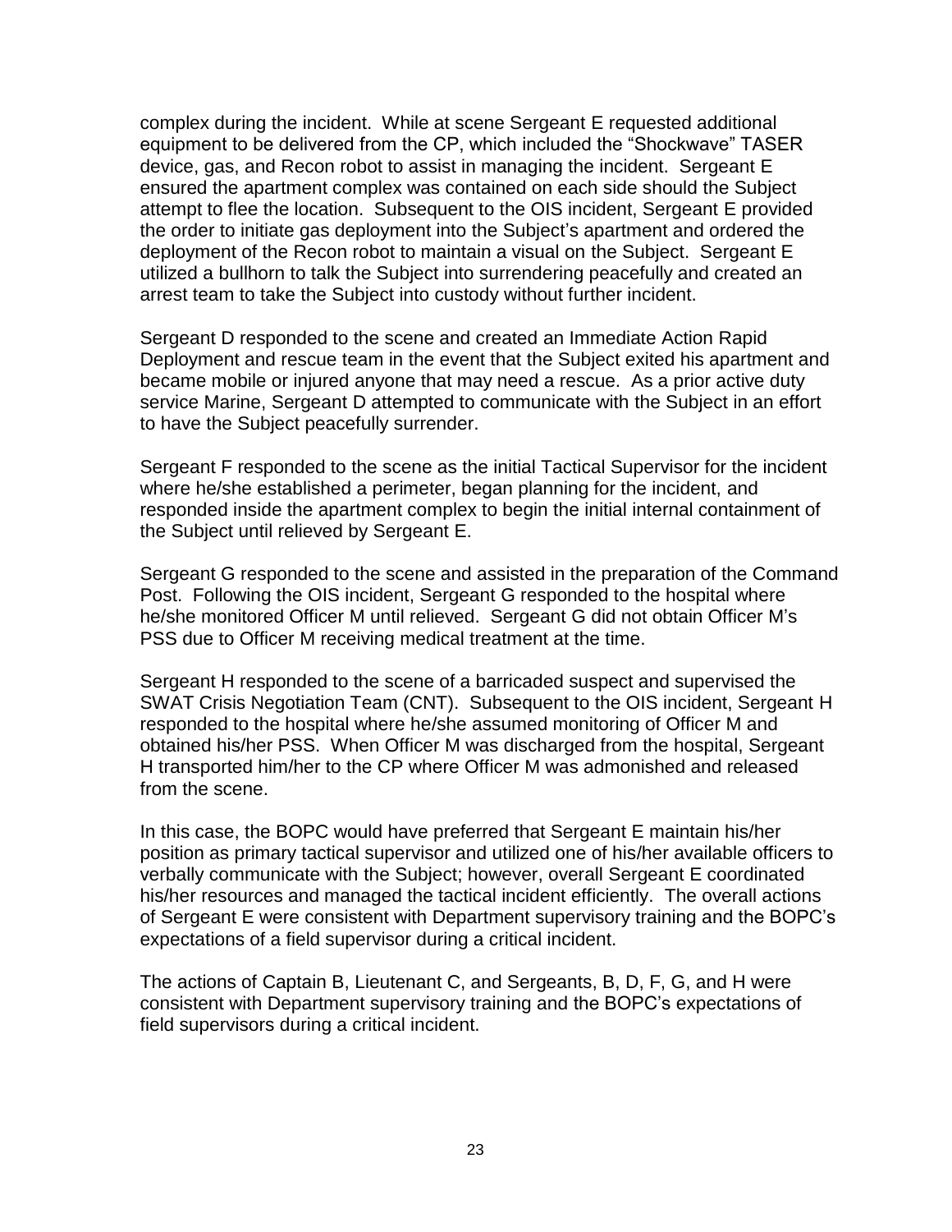complex during the incident. While at scene Sergeant E requested additional equipment to be delivered from the CP, which included the "Shockwave" TASER device, gas, and Recon robot to assist in managing the incident. Sergeant E ensured the apartment complex was contained on each side should the Subject attempt to flee the location. Subsequent to the OIS incident, Sergeant E provided the order to initiate gas deployment into the Subject's apartment and ordered the deployment of the Recon robot to maintain a visual on the Subject. Sergeant E utilized a bullhorn to talk the Subject into surrendering peacefully and created an arrest team to take the Subject into custody without further incident.

Sergeant D responded to the scene and created an Immediate Action Rapid Deployment and rescue team in the event that the Subject exited his apartment and became mobile or injured anyone that may need a rescue. As a prior active duty service Marine, Sergeant D attempted to communicate with the Subject in an effort to have the Subject peacefully surrender.

Sergeant F responded to the scene as the initial Tactical Supervisor for the incident where he/she established a perimeter, began planning for the incident, and responded inside the apartment complex to begin the initial internal containment of the Subject until relieved by Sergeant E.

Sergeant G responded to the scene and assisted in the preparation of the Command Post. Following the OIS incident, Sergeant G responded to the hospital where he/she monitored Officer M until relieved. Sergeant G did not obtain Officer M's PSS due to Officer M receiving medical treatment at the time.

Sergeant H responded to the scene of a barricaded suspect and supervised the SWAT Crisis Negotiation Team (CNT). Subsequent to the OIS incident, Sergeant H responded to the hospital where he/she assumed monitoring of Officer M and obtained his/her PSS. When Officer M was discharged from the hospital, Sergeant H transported him/her to the CP where Officer M was admonished and released from the scene.

In this case, the BOPC would have preferred that Sergeant E maintain his/her position as primary tactical supervisor and utilized one of his/her available officers to verbally communicate with the Subject; however, overall Sergeant E coordinated his/her resources and managed the tactical incident efficiently. The overall actions of Sergeant E were consistent with Department supervisory training and the BOPC's expectations of a field supervisor during a critical incident.

The actions of Captain B, Lieutenant C, and Sergeants, B, D, F, G, and H were consistent with Department supervisory training and the BOPC's expectations of field supervisors during a critical incident.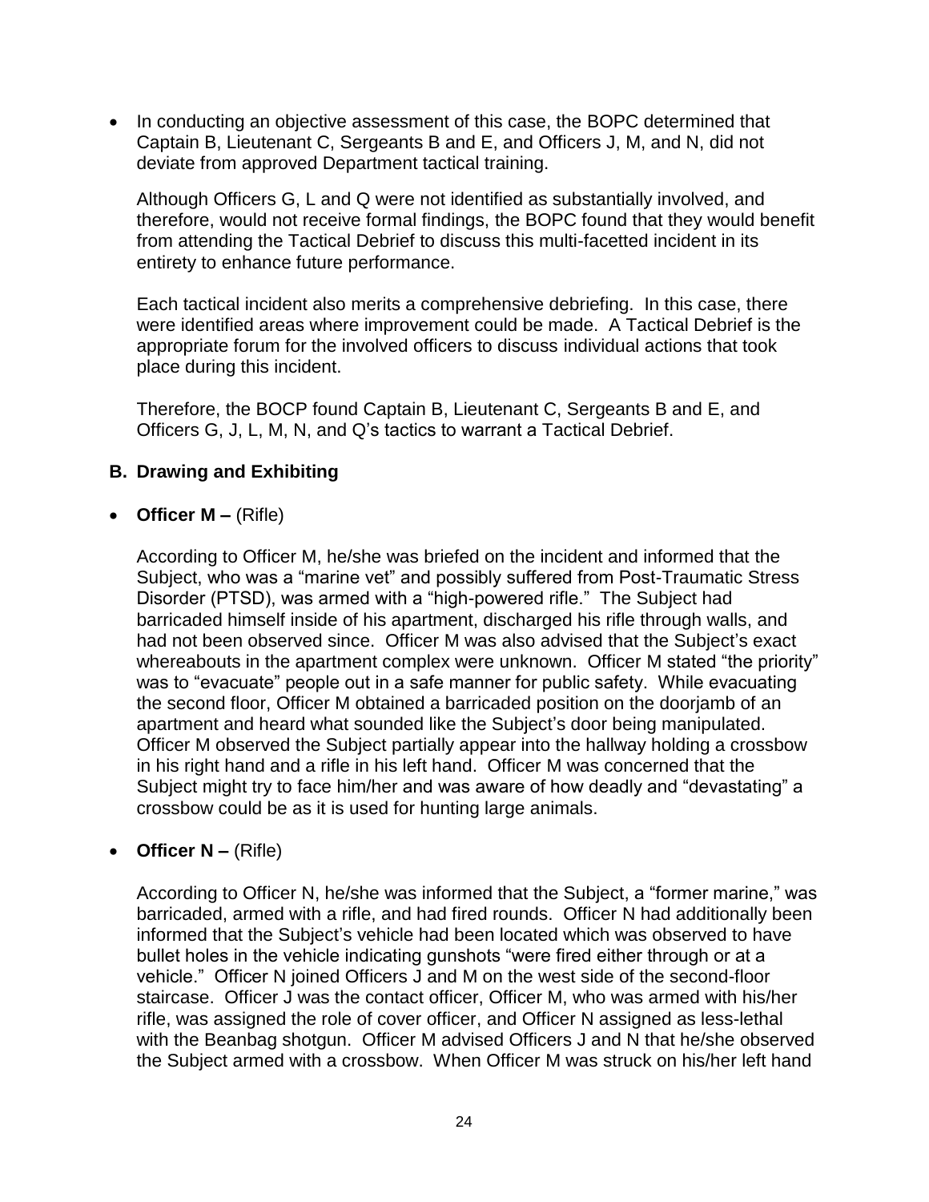- In conducting an objective assessment of this case, the BOPC determined that Captain B, Lieutenant C, Sergeants B and E, and Officers J, M, and N, did not deviate from approved Department tactical training.

  Although Officers G, L and Q were not identified as substantially involved, and therefore, would not receive formal findings, the BOPC found that they would benefit from attending the Tactical Debrief to discuss this multi-facetted incident in its entirety to enhance future performance.

  Each tactical incident also merits a comprehensive debriefing. In this case, there were identified areas where improvement could be made. A Tactical Debrief is the appropriate forum for the involved officers to discuss individual actions that took place during this incident.

  Therefore, the BOCP found Captain B, Lieutenant C, Sergeants B and E, and Officers G, J, L, M, N, and Q's tactics to warrant a Tactical Debrief.

### B. Drawing and Exhibiting

- **Officer M –** (Rifle)

  According to Officer M, he/she was briefed on the incident and informed that the Subject, who was a "marine vet" and possibly suffered from Post-Traumatic Stress Disorder (PTSD), was armed with a "high-powered rifle." The Subject had barricaded himself inside of his apartment, discharged his rifle through walls, and had not been observed since. Officer M was also advised that the Subject's exact whereabouts in the apartment complex were unknown. Officer M stated "the priority" was to "evacuate" people out in a safe manner for public safety. While evacuating the second floor, Officer M obtained a barricaded position on the doorjamb of an apartment and heard what sounded like the Subject's door being manipulated. Officer M observed the Subject partially appear into the hallway holding a crossbow in his right hand and a rifle in his left hand. Officer M was concerned that the Subject might try to face him/her and was aware of how deadly and "devastating" a crossbow could be as it is used for hunting large animals.

- **Officer N –** (Rifle)

  According to Officer N, he/she was informed that the Subject, a "former marine," was barricaded, armed with a rifle, and had fired rounds. Officer N had additionally been informed that the Subject's vehicle had been located which was observed to have bullet holes in the vehicle indicating gunshots "were fired either through or at a vehicle." Officer N joined Officers J and M on the west side of the second-floor staircase. Officer J was the contact officer, Officer M, who was armed with his/her rifle, was assigned the role of cover officer, and Officer N assigned as less-lethal with the Beanbag shotgun. Officer M advised Officers J and N that he/she observed the Subject armed with a crossbow. When Officer M was struck on his/her left hand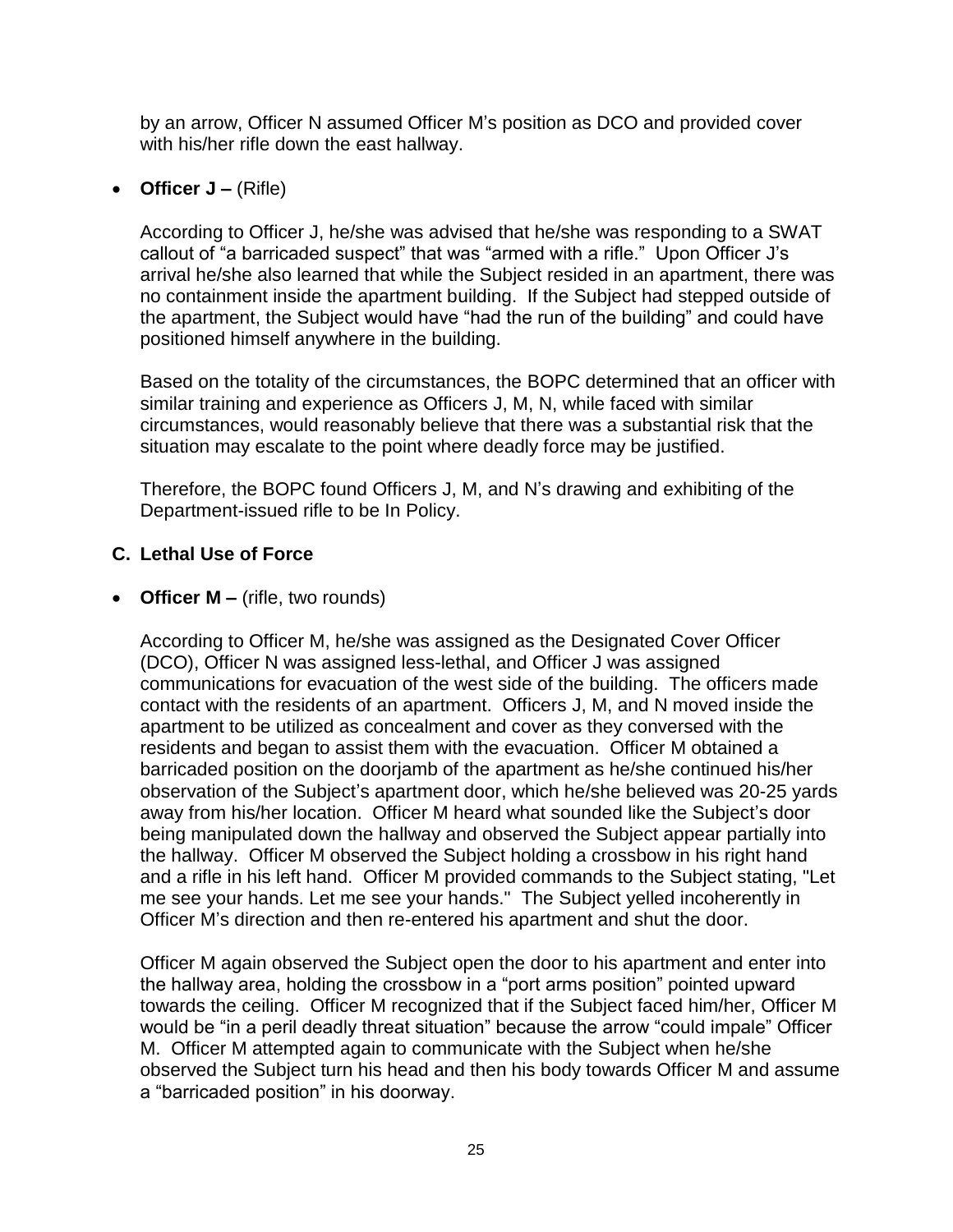by an arrow, Officer N assumed Officer M's position as DCO and provided cover with his/her rifle down the east hallway.

- **Officer J –** (Rifle)

  According to Officer J, he/she was advised that he/she was responding to a SWAT callout of "a barricaded suspect" that was "armed with a rifle." Upon Officer J's arrival he/she also learned that while the Subject resided in an apartment, there was no containment inside the apartment building. If the Subject had stepped outside of the apartment, the Subject would have "had the run of the building" and could have positioned himself anywhere in the building.

  Based on the totality of the circumstances, the BOPC determined that an officer with similar training and experience as Officers J, M, N, while faced with similar circumstances, would reasonably believe that there was a substantial risk that the situation may escalate to the point where deadly force may be justified.

  Therefore, the BOPC found Officers J, M, and N's drawing and exhibiting of the Department-issued rifle to be In Policy.

### C. Lethal Use of Force

- **Officer M –** (rifle, two rounds)

  According to Officer M, he/she was assigned as the Designated Cover Officer (DCO), Officer N was assigned less-lethal, and Officer J was assigned communications for evacuation of the west side of the building. The officers made contact with the residents of an apartment. Officers J, M, and N moved inside the apartment to be utilized as concealment and cover as they conversed with the residents and began to assist them with the evacuation. Officer M obtained a barricaded position on the doorjamb of the apartment as he/she continued his/her observation of the Subject's apartment door, which he/she believed was 20-25 yards away from his/her location. Officer M heard what sounded like the Subject's door being manipulated down the hallway and observed the Subject appear partially into the hallway. Officer M observed the Subject holding a crossbow in his right hand and a rifle in his left hand. Officer M provided commands to the Subject stating, "Let me see your hands. Let me see your hands." The Subject yelled incoherently in Officer M's direction and then re-entered his apartment and shut the door.

  Officer M again observed the Subject open the door to his apartment and enter into the hallway area, holding the crossbow in a "port arms position" pointed upward towards the ceiling. Officer M recognized that if the Subject faced him/her, Officer M would be "in a peril deadly threat situation" because the arrow "could impale" Officer M. Officer M attempted again to communicate with the Subject when he/she observed the Subject turn his head and then his body towards Officer M and assume a "barricaded position" in his doorway.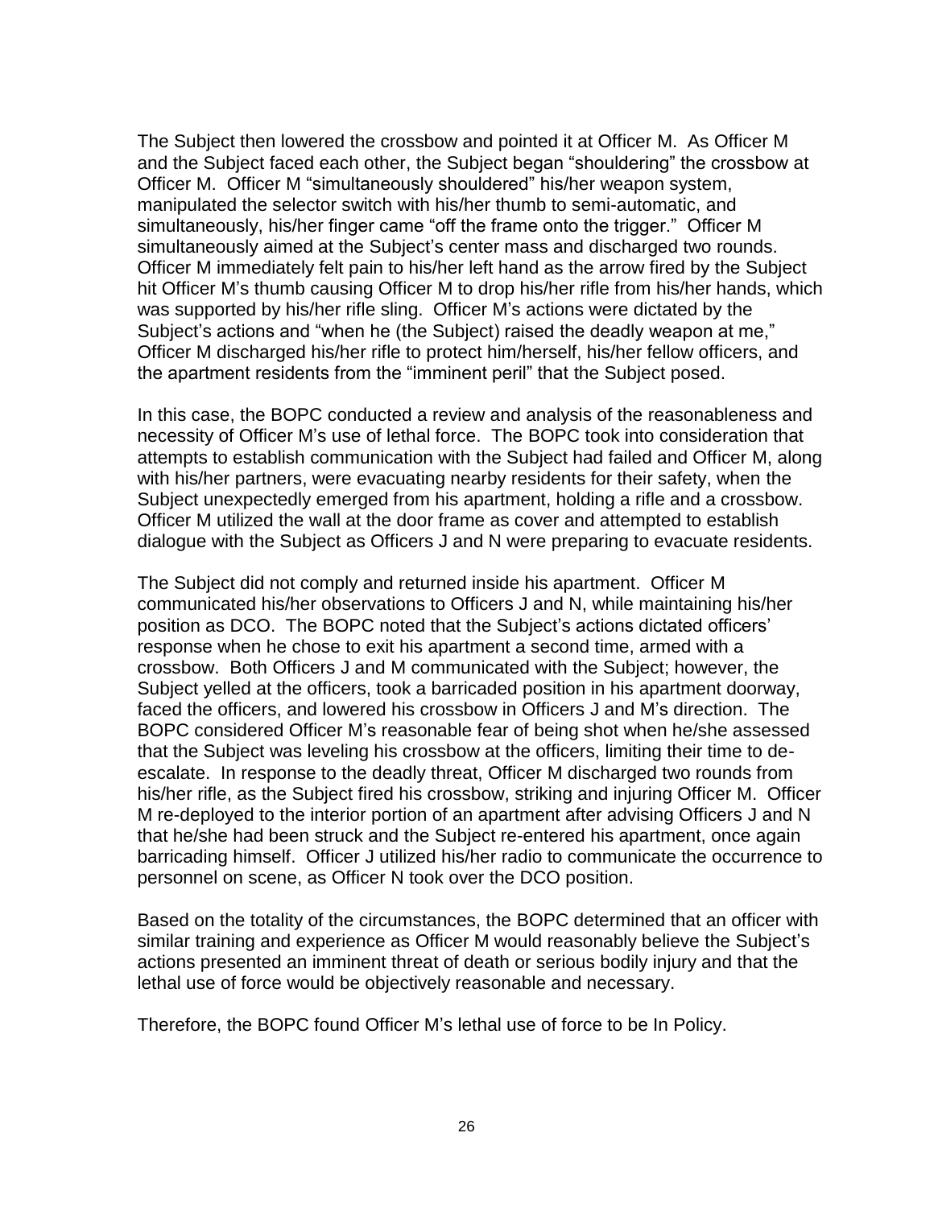The Subject then lowered the crossbow and pointed it at Officer M. As Officer M and the Subject faced each other, the Subject began "shouldering" the crossbow at Officer M. Officer M "simultaneously shouldered" his/her weapon system, manipulated the selector switch with his/her thumb to semi-automatic, and simultaneously, his/her finger came "off the frame onto the trigger." Officer M simultaneously aimed at the Subject's center mass and discharged two rounds. Officer M immediately felt pain to his/her left hand as the arrow fired by the Subject hit Officer M's thumb causing Officer M to drop his/her rifle from his/her hands, which was supported by his/her rifle sling. Officer M's actions were dictated by the Subject's actions and "when he (the Subject) raised the deadly weapon at me," Officer M discharged his/her rifle to protect him/herself, his/her fellow officers, and the apartment residents from the "imminent peril" that the Subject posed.

In this case, the BOPC conducted a review and analysis of the reasonableness and necessity of Officer M's use of lethal force. The BOPC took into consideration that attempts to establish communication with the Subject had failed and Officer M, along with his/her partners, were evacuating nearby residents for their safety, when the Subject unexpectedly emerged from his apartment, holding a rifle and a crossbow. Officer M utilized the wall at the door frame as cover and attempted to establish dialogue with the Subject as Officers J and N were preparing to evacuate residents.

The Subject did not comply and returned inside his apartment. Officer M communicated his/her observations to Officers J and N, while maintaining his/her position as DCO. The BOPC noted that the Subject's actions dictated officers' response when he chose to exit his apartment a second time, armed with a crossbow. Both Officers J and M communicated with the Subject; however, the Subject yelled at the officers, took a barricaded position in his apartment doorway, faced the officers, and lowered his crossbow in Officers J and M's direction. The BOPC considered Officer M's reasonable fear of being shot when he/she assessed that the Subject was leveling his crossbow at the officers, limiting their time to de-escalate. In response to the deadly threat, Officer M discharged two rounds from his/her rifle, as the Subject fired his crossbow, striking and injuring Officer M. Officer M re-deployed to the interior portion of an apartment after advising Officers J and N that he/she had been struck and the Subject re-entered his apartment, once again barricading himself. Officer J utilized his/her radio to communicate the occurrence to personnel on scene, as Officer N took over the DCO position.

Based on the totality of the circumstances, the BOPC determined that an officer with similar training and experience as Officer M would reasonably believe the Subject's actions presented an imminent threat of death or serious bodily injury and that the lethal use of force would be objectively reasonable and necessary.

Therefore, the BOPC found Officer M's lethal use of force to be In Policy.